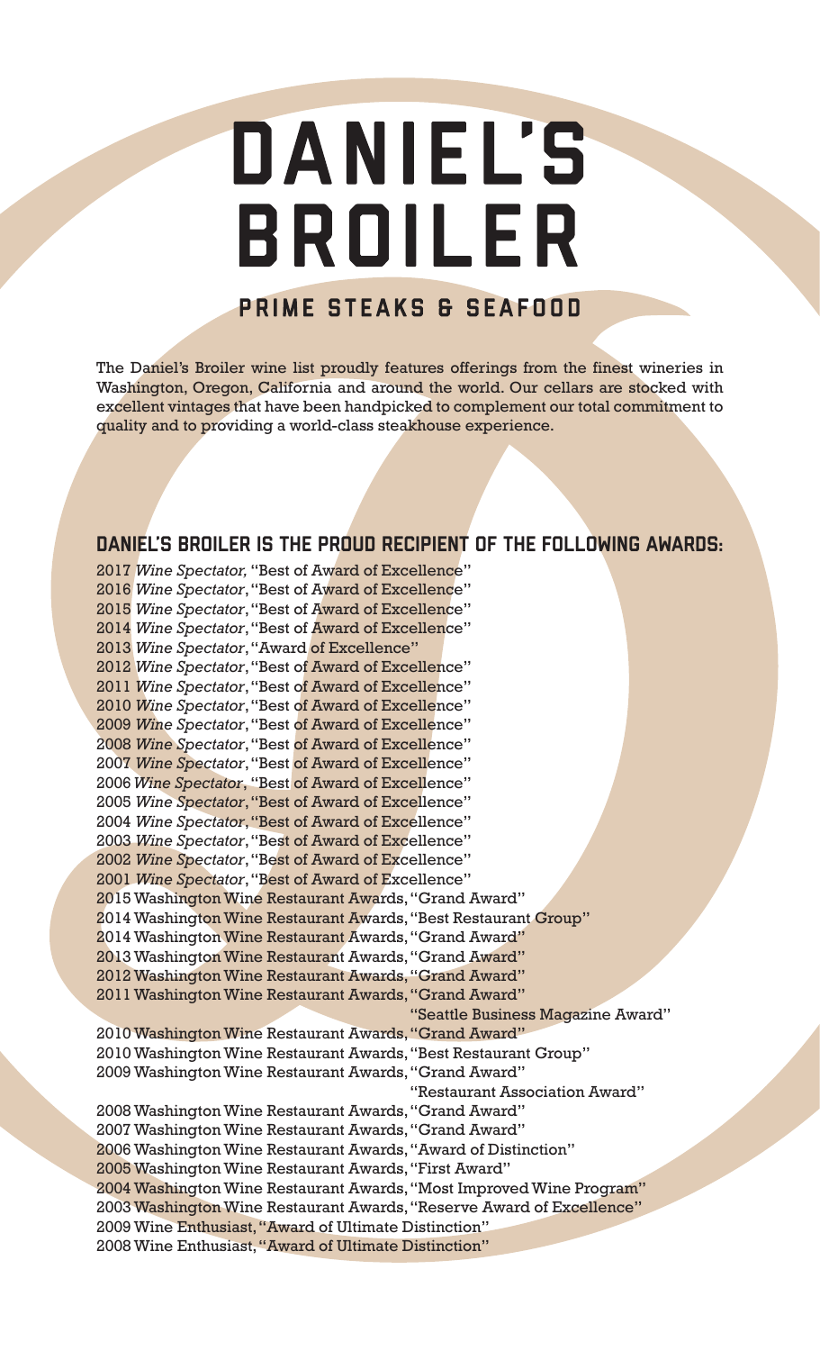# DANIEL'S BROILER

## PRIME STEAKS & SEAFOOD

The Daniel's Broiler wine list proudly features offerings from the finest wineries in Washington, Oregon, California and around the world. Our cellars are stocked with excellent vintages that have been handpicked to complement our total commitment to quality and to providing a world-class steakhouse experience.

### DANIEL'S BROILER IS THE PROUD RECIPIENT OF THE FOLLOWING AWARDS:

2017 *Wine Spectator,* "Best of Award of Excellence"
2016 *Wine Spectator*, "Best of Award of Excellence"
2015 *Wine Spectator*, "Best of Award of Excellence"
2014 *Wine Spectator*, "Best of Award of Excellence"
2013 *Wine Spectator*, "Award of Excellence"
2012 *Wine Spectator*, "Best of Award of Excellence"
2011 *Wine Spectator*, "Best of Award of Excellence"
2010 *Wine Spectator*, "Best of Award of Excellence"
2009 *Wine Spectator*, "Best of Award of Excellence"
2008 *Wine Spectator*, "Best of Award of Excellence"
2007 *Wine Spectator*, "Best of Award of Excellence"
2006 *Wine Spectator*, "Best of Award of Excellence"
2005 *Wine Spectator*, "Best of Award of Excellence"
2004 *Wine Spectator*, "Best of Award of Excellence"
2003 *Wine Spectator*, "Best of Award of Excellence"
2002 *Wine Spectator*, "Best of Award of Excellence"
2001 *Wine Spectator*, "Best of Award of Excellence"
2015 Washington Wine Restaurant Awards, "Grand Award"
2014 Washington Wine Restaurant Awards, "Best Restaurant Group"
2014 Washington Wine Restaurant Awards, "Grand Award"
2013 Washington Wine Restaurant Awards, "Grand Award"
2012 Washington Wine Restaurant Awards, "Grand Award"
2011 Washington Wine Restaurant Awards, "Grand Award"
"Seattle Business Magazine Award"
2010 Washington Wine Restaurant Awards, "Grand Award"
2010 Washington Wine Restaurant Awards, "Best Restaurant Group"
2009 Washington Wine Restaurant Awards, "Grand Award"
"Restaurant Association Award"
2008 Washington Wine Restaurant Awards, "Grand Award"
2007 Washington Wine Restaurant Awards, "Grand Award"
2006 Washington Wine Restaurant Awards, "Award of Distinction"
2005 Washington Wine Restaurant Awards, "First Award"
2004 Washington Wine Restaurant Awards, "Most Improved Wine Program"
2003 Washington Wine Restaurant Awards, "Reserve Award of Excellence"
2009 Wine Enthusiast, "Award of Ultimate Distinction"
2008 Wine Enthusiast, "Award of Ultimate Distinction"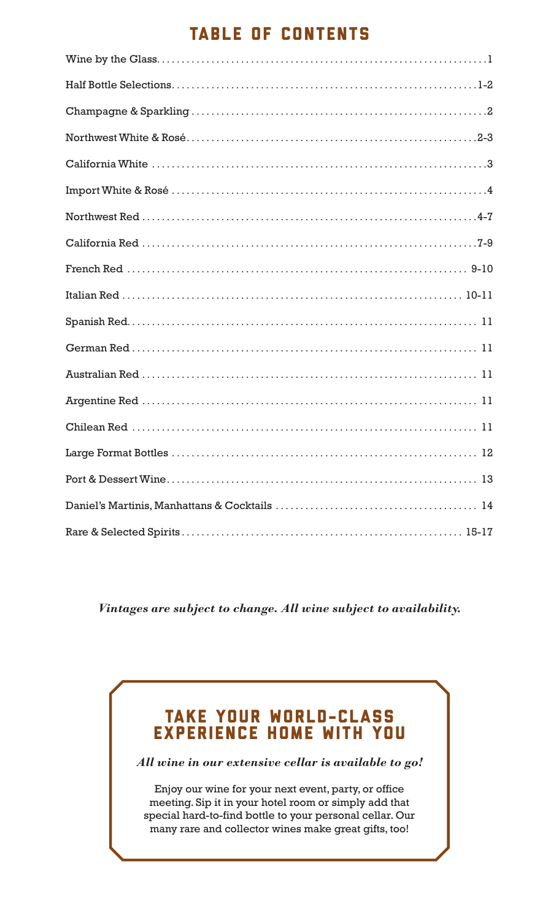# TABLE OF CONTENTS

| Section | Page |
|---|---|
| Wine by the Glass | 1 |
| Half Bottle Selections | 1-2 |
| Champagne & Sparkling | 2 |
| Northwest White & Rosé | 2-3 |
| California White | 3 |
| Import White & Rosé | 4 |
| Northwest Red | 4-7 |
| California Red | 7-9 |
| French Red | 9-10 |
| Italian Red | 10-11 |
| Spanish Red | 11 |
| German Red | 11 |
| Australian Red | 11 |
| Argentine Red | 11 |
| Chilean Red | 11 |
| Large Format Bottles | 12 |
| Port & Dessert Wine | 13 |
| Daniel's Martinis, Manhattans & Cocktails | 14 |
| Rare & Selected Spirits | 15-17 |

***Vintages are subject to change. All wine subject to availability.***

## TAKE YOUR WORLD-CLASS EXPERIENCE HOME WITH YOU

***All wine in our extensive cellar is available to go!***

Enjoy our wine for your next event, party, or office meeting. Sip it in your hotel room or simply add that special hard-to-find bottle to your personal cellar. Our many rare and collector wines make great gifts, too!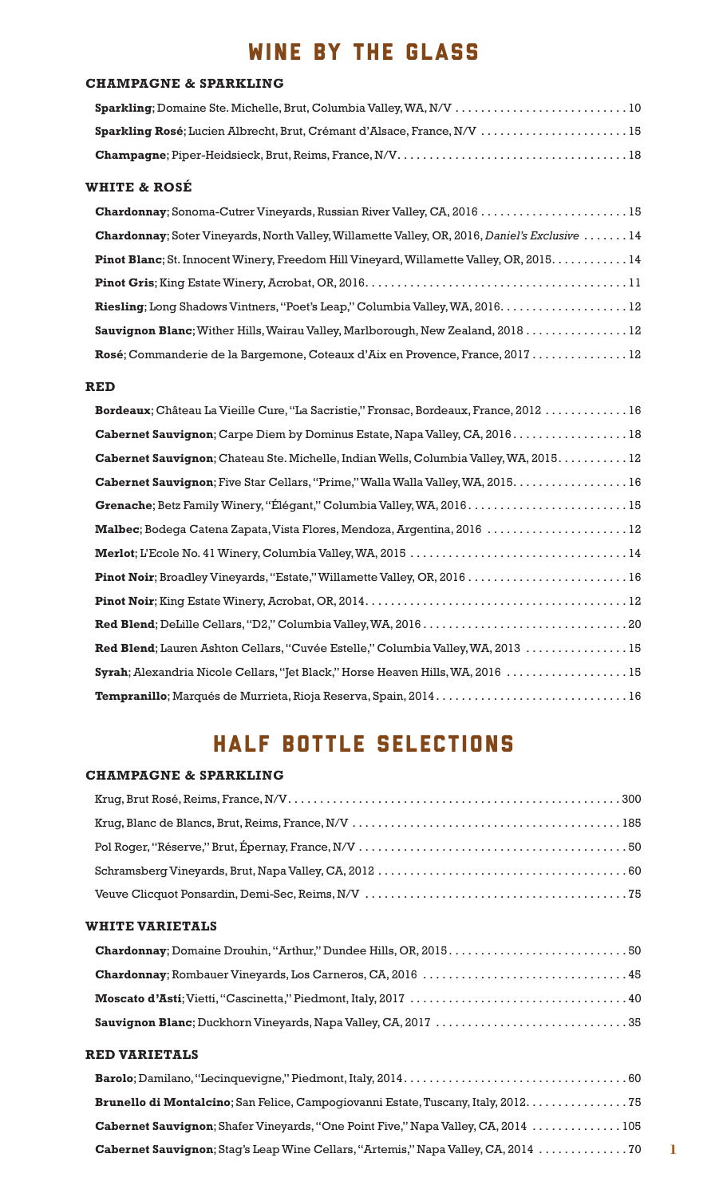# WINE BY THE GLASS

### CHAMPAGNE & SPARKLING

**Sparkling**; Domaine Ste. Michelle, Brut, Columbia Valley, WA, N/V . . . . . . . . . . . . . . . . . . . . . . . . . . . 10

**Sparkling Rosé**; Lucien Albrecht, Brut, Crémant d'Alsace, France, N/V . . . . . . . . . . . . . . . . . . . . . . . 15

**Champagne**; Piper-Heidsieck, Brut, Reims, France, N/V. . . . . . . . . . . . . . . . . . . . . . . . . . . . . . . . . . . . 18

### WHITE & ROSÉ

**Chardonnay**; Sonoma-Cutrer Vineyards, Russian River Valley, CA, 2016 . . . . . . . . . . . . . . . . . . . . . . . 15

**Chardonnay**; Soter Vineyards, North Valley, Willamette Valley, OR, 2016, *Daniel's Exclusive* . . . . . . . 14

**Pinot Blanc**; St. Innocent Winery, Freedom Hill Vineyard, Willamette Valley, OR, 2015. . . . . . . . . . . . 14

**Pinot Gris**; King Estate Winery, Acrobat, OR, 2016. . . . . . . . . . . . . . . . . . . . . . . . . . . . . . . . . . . . . . . . . 11

**Riesling**; Long Shadows Vintners, "Poet's Leap," Columbia Valley, WA, 2016. . . . . . . . . . . . . . . . . . . . 12

**Sauvignon Blanc**; Wither Hills, Wairau Valley, Marlborough, New Zealand, 2018 . . . . . . . . . . . . . . . . 12

**Rosé**; Commanderie de la Bargemone, Coteaux d'Aix en Provence, France, 2017 . . . . . . . . . . . . . . . 12

### RED

**Bordeaux**; Château La Vieille Cure, "La Sacristie," Fronsac, Bordeaux, France, 2012 . . . . . . . . . . . . . 16

**Cabernet Sauvignon**; Carpe Diem by Dominus Estate, Napa Valley, CA, 2016 . . . . . . . . . . . . . . . . . . 18

**Cabernet Sauvignon**; Chateau Ste. Michelle, Indian Wells, Columbia Valley, WA, 2015. . . . . . . . . . . 12

**Cabernet Sauvignon**; Five Star Cellars, "Prime," Walla Walla Valley, WA, 2015. . . . . . . . . . . . . . . . . . 16

**Grenache**; Betz Family Winery, "Élégant," Columbia Valley, WA, 2016 . . . . . . . . . . . . . . . . . . . . . . . . . 15

**Malbec**; Bodega Catena Zapata, Vista Flores, Mendoza, Argentina, 2016 . . . . . . . . . . . . . . . . . . . . . . 12

**Merlot**; L'Ecole No. 41 Winery, Columbia Valley, WA, 2015 . . . . . . . . . . . . . . . . . . . . . . . . . . . . . . . . . . 14

**Pinot Noir**; Broadley Vineyards, "Estate," Willamette Valley, OR, 2016 . . . . . . . . . . . . . . . . . . . . . . . . . 16

**Pinot Noir**; King Estate Winery, Acrobat, OR, 2014. . . . . . . . . . . . . . . . . . . . . . . . . . . . . . . . . . . . . . . . . 12

**Red Blend**; DeLille Cellars, "D2," Columbia Valley, WA, 2016 . . . . . . . . . . . . . . . . . . . . . . . . . . . . . . . . 20

**Red Blend**; Lauren Ashton Cellars, "Cuvée Estelle," Columbia Valley, WA, 2013 . . . . . . . . . . . . . . . . 15

**Syrah**; Alexandria Nicole Cellars, "Jet Black," Horse Heaven Hills, WA, 2016 . . . . . . . . . . . . . . . . . . . 15

**Tempranillo**; Marqués de Murrieta, Rioja Reserva, Spain, 2014 . . . . . . . . . . . . . . . . . . . . . . . . . . . . . . 16

# HALF BOTTLE SELECTIONS

### CHAMPAGNE & SPARKLING

Krug, Brut Rosé, Reims, France, N/V. . . . . . . . . . . . . . . . . . . . . . . . . . . . . . . . . . . . . . . . . . . . . . . . . . . . 300

Krug, Blanc de Blancs, Brut, Reims, France, N/V . . . . . . . . . . . . . . . . . . . . . . . . . . . . . . . . . . . . . . . . . . 185

Pol Roger, "Réserve," Brut, Épernay, France, N/V . . . . . . . . . . . . . . . . . . . . . . . . . . . . . . . . . . . . . . . . . . 50

Schramsberg Vineyards, Brut, Napa Valley, CA, 2012 . . . . . . . . . . . . . . . . . . . . . . . . . . . . . . . . . . . . . . . 60

Veuve Clicquot Ponsardin, Demi-Sec, Reims, N/V . . . . . . . . . . . . . . . . . . . . . . . . . . . . . . . . . . . . . . . . . 75

### WHITE VARIETALS

**Chardonnay**; Domaine Drouhin, "Arthur," Dundee Hills, OR, 2015. . . . . . . . . . . . . . . . . . . . . . . . . . . . 50

**Chardonnay**; Rombauer Vineyards, Los Carneros, CA, 2016 . . . . . . . . . . . . . . . . . . . . . . . . . . . . . . . . 45

**Moscato d'Asti**; Vietti, "Cascinetta," Piedmont, Italy, 2017 . . . . . . . . . . . . . . . . . . . . . . . . . . . . . . . . . . 40

**Sauvignon Blanc**; Duckhorn Vineyards, Napa Valley, CA, 2017 . . . . . . . . . . . . . . . . . . . . . . . . . . . . . . 35

### RED VARIETALS

**Barolo**; Damilano, "Lecinquevigne," Piedmont, Italy, 2014. . . . . . . . . . . . . . . . . . . . . . . . . . . . . . . . . . . 60

**Brunello di Montalcino**; San Felice, Campogiovanni Estate, Tuscany, Italy, 2012. . . . . . . . . . . . . . . . 75

**Cabernet Sauvignon**; Shafer Vineyards, "One Point Five," Napa Valley, CA, 2014 . . . . . . . . . . . . . . 105

**Cabernet Sauvignon**; Stag's Leap Wine Cellars, "Artemis," Napa Valley, CA, 2014 . . . . . . . . . . . . . . 70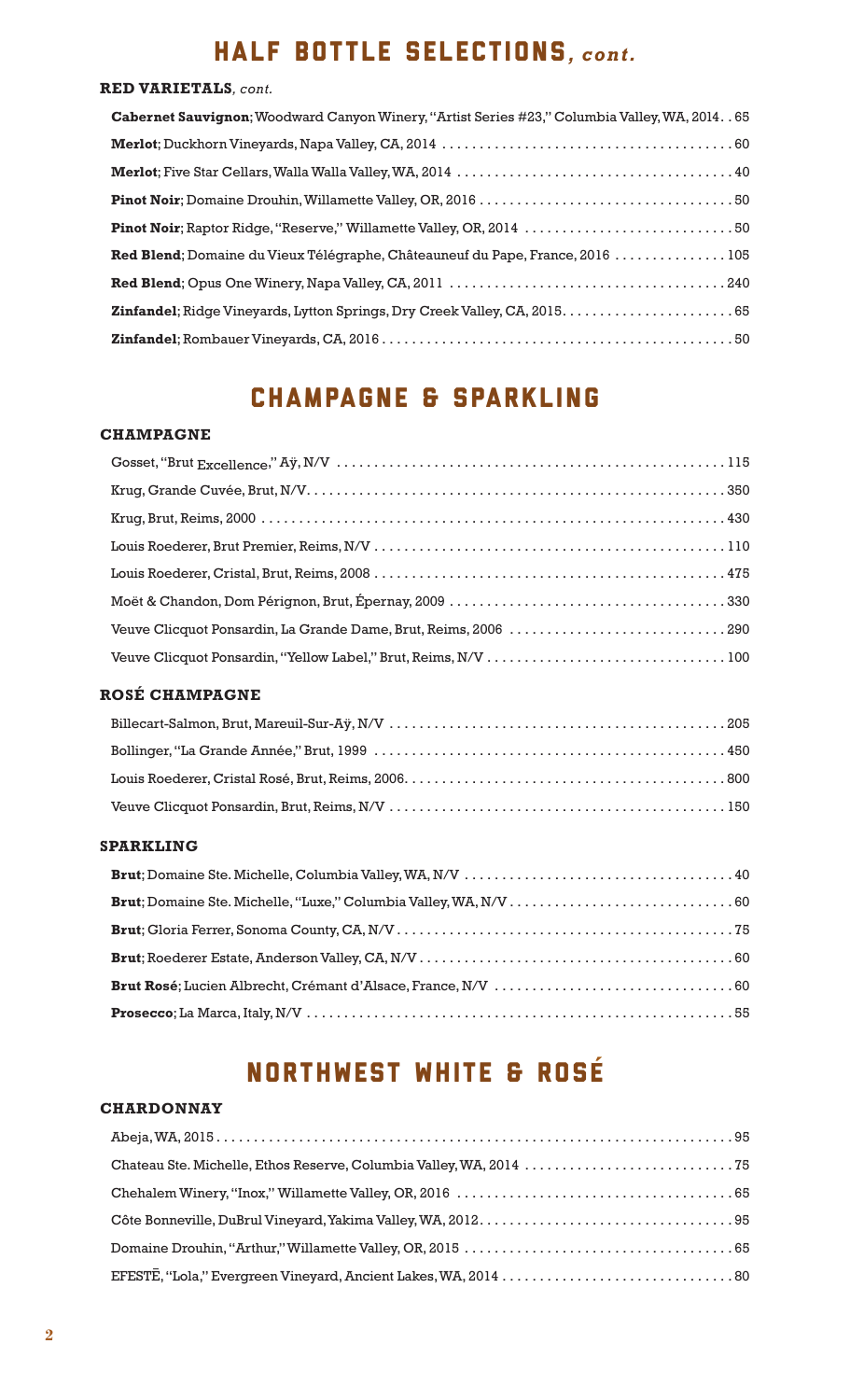# HALF BOTTLE SELECTIONS, *cont.*

### RED VARIETALS, *cont.*

**Cabernet Sauvignon**; Woodward Canyon Winery, "Artist Series #23," Columbia Valley, WA, 2014 . . 65

**Merlot**; Duckhorn Vineyards, Napa Valley, CA, 2014 . . . . . . . . . . . . . . . . . . . . . . . . . . . . . . . . . . . . . . 60

**Merlot**; Five Star Cellars, Walla Walla Valley, WA, 2014 . . . . . . . . . . . . . . . . . . . . . . . . . . . . . . . . . . . 40

**Pinot Noir**; Domaine Drouhin, Willamette Valley, OR, 2016 . . . . . . . . . . . . . . . . . . . . . . . . . . . . . . . . 50

**Pinot Noir**; Raptor Ridge, "Reserve," Willamette Valley, OR, 2014 . . . . . . . . . . . . . . . . . . . . . . . . . . . 50

**Red Blend**; Domaine du Vieux Télégraphe, Châteauneuf du Pape, France, 2016 . . . . . . . . . . . . . . . 105

**Red Blend**; Opus One Winery, Napa Valley, CA, 2011 . . . . . . . . . . . . . . . . . . . . . . . . . . . . . . . . . . . . 240

**Zinfandel**; Ridge Vineyards, Lytton Springs, Dry Creek Valley, CA, 2015. . . . . . . . . . . . . . . . . . . . . . . 65

**Zinfandel**; Rombauer Vineyards, CA, 2016 . . . . . . . . . . . . . . . . . . . . . . . . . . . . . . . . . . . . . . . . . . . . . . 50

# CHAMPAGNE & SPARKLING

### CHAMPAGNE

Gosset, "Brut Excellence," Aÿ, N/V . . . . . . . . . . . . . . . . . . . . . . . . . . . . . . . . . . . . . . . . . . . . . . . . . . . 115

Krug, Grande Cuvée, Brut, N/V. . . . . . . . . . . . . . . . . . . . . . . . . . . . . . . . . . . . . . . . . . . . . . . . . . . . . . . 350

Krug, Brut, Reims, 2000 . . . . . . . . . . . . . . . . . . . . . . . . . . . . . . . . . . . . . . . . . . . . . . . . . . . . . . . . . . . . 430

Louis Roederer, Brut Premier, Reims, N/V . . . . . . . . . . . . . . . . . . . . . . . . . . . . . . . . . . . . . . . . . . . . . . . 110

Louis Roederer, Cristal, Brut, Reims, 2008 . . . . . . . . . . . . . . . . . . . . . . . . . . . . . . . . . . . . . . . . . . . . . . . 475

Moët & Chandon, Dom Pérignon, Brut, Épernay, 2009 . . . . . . . . . . . . . . . . . . . . . . . . . . . . . . . . . . . . . 330

Veuve Clicquot Ponsardin, La Grande Dame, Brut, Reims, 2006 . . . . . . . . . . . . . . . . . . . . . . . . . . . . . 290

Veuve Clicquot Ponsardin, "Yellow Label," Brut, Reims, N/V . . . . . . . . . . . . . . . . . . . . . . . . . . . . . . . . 100

### ROSÉ CHAMPAGNE

Billecart-Salmon, Brut, Mareuil-Sur-Aÿ, N/V . . . . . . . . . . . . . . . . . . . . . . . . . . . . . . . . . . . . . . . . . . . . 205

Bollinger, "La Grande Année," Brut, 1999 . . . . . . . . . . . . . . . . . . . . . . . . . . . . . . . . . . . . . . . . . . . . . . . 450

Louis Roederer, Cristal Rosé, Brut, Reims, 2006. . . . . . . . . . . . . . . . . . . . . . . . . . . . . . . . . . . . . . . . . . 800

Veuve Clicquot Ponsardin, Brut, Reims, N/V . . . . . . . . . . . . . . . . . . . . . . . . . . . . . . . . . . . . . . . . . . . . . 150

### SPARKLING

**Brut**; Domaine Ste. Michelle, Columbia Valley, WA, N/V . . . . . . . . . . . . . . . . . . . . . . . . . . . . . . . . . . . 40

**Brut**; Domaine Ste. Michelle, "Luxe," Columbia Valley, WA, N/V . . . . . . . . . . . . . . . . . . . . . . . . . . . . . 60

**Brut**; Gloria Ferrer, Sonoma County, CA, N/V . . . . . . . . . . . . . . . . . . . . . . . . . . . . . . . . . . . . . . . . . . . . 75

**Brut**; Roederer Estate, Anderson Valley, CA, N/V . . . . . . . . . . . . . . . . . . . . . . . . . . . . . . . . . . . . . . . . . 60

**Brut Rosé**; Lucien Albrecht, Crémant d'Alsace, France, N/V . . . . . . . . . . . . . . . . . . . . . . . . . . . . . . . 60

**Prosecco**; La Marca, Italy, N/V . . . . . . . . . . . . . . . . . . . . . . . . . . . . . . . . . . . . . . . . . . . . . . . . . . . . . . . 55

# NORTHWEST WHITE & ROSÉ

### CHARDONNAY

Abeja, WA, 2015 . . . . . . . . . . . . . . . . . . . . . . . . . . . . . . . . . . . . . . . . . . . . . . . . . . . . . . . . . . . . . . . . . . . 95

Chateau Ste. Michelle, Ethos Reserve, Columbia Valley, WA, 2014 . . . . . . . . . . . . . . . . . . . . . . . . . . . 75

Chehalem Winery, "Inox," Willamette Valley, OR, 2016 . . . . . . . . . . . . . . . . . . . . . . . . . . . . . . . . . . . . 65

Côte Bonneville, DuBrul Vineyard, Yakima Valley, WA, 2012. . . . . . . . . . . . . . . . . . . . . . . . . . . . . . . . . 95

Domaine Drouhin, "Arthur," Willamette Valley, OR, 2015 . . . . . . . . . . . . . . . . . . . . . . . . . . . . . . . . . . . 65

EFESTĒ, "Lola," Evergreen Vineyard, Ancient Lakes, WA, 2014 . . . . . . . . . . . . . . . . . . . . . . . . . . . . . . 80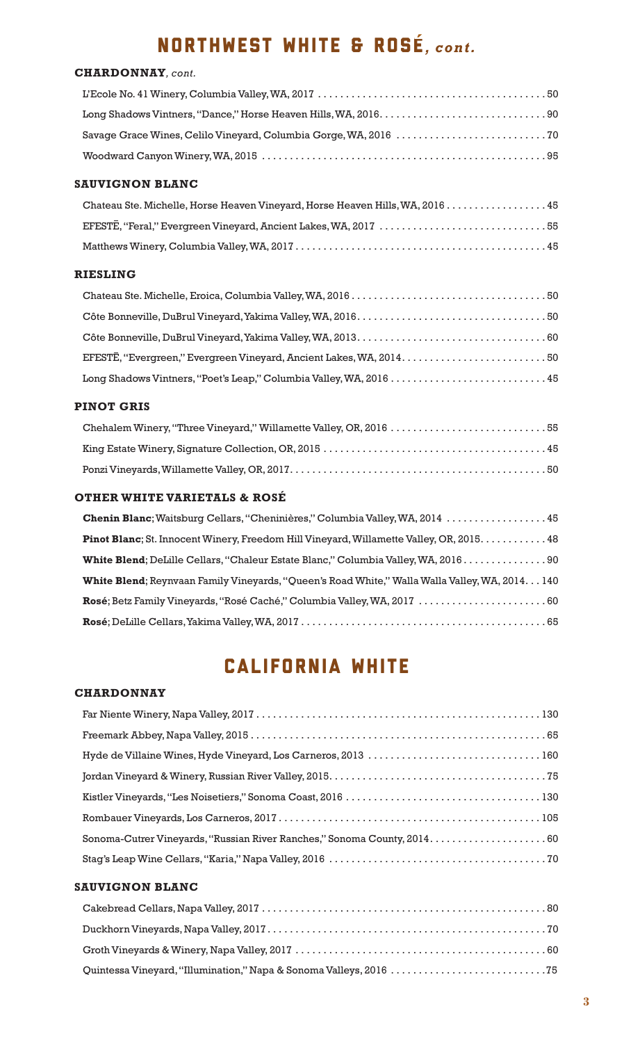# NORTHWEST WHITE & ROSÉ, *cont.*

### CHARDONNAY, *cont.*

L'Ecole No. 41 Winery, Columbia Valley, WA, 2017 . . . . . . . . . . 50

Long Shadows Vintners, "Dance," Horse Heaven Hills, WA, 2016. . . . . . . . . . 90

Savage Grace Wines, Celilo Vineyard, Columbia Gorge, WA, 2016 . . . . . . . . . . 70

Woodward Canyon Winery, WA, 2015 . . . . . . . . . . 95

### SAUVIGNON BLANC

Chateau Ste. Michelle, Horse Heaven Vineyard, Horse Heaven Hills, WA, 2016 . . . . . . . . . . 45

EFESTĒ, "Feral," Evergreen Vineyard, Ancient Lakes, WA, 2017 . . . . . . . . . . 55

Matthews Winery, Columbia Valley, WA, 2017 . . . . . . . . . . 45

### RIESLING

Chateau Ste. Michelle, Eroica, Columbia Valley, WA, 2016 . . . . . . . . . . 50

Côte Bonneville, DuBrul Vineyard, Yakima Valley, WA, 2016. . . . . . . . . . 50

Côte Bonneville, DuBrul Vineyard, Yakima Valley, WA, 2013. . . . . . . . . . 60

EFESTĒ, "Evergreen," Evergreen Vineyard, Ancient Lakes, WA, 2014. . . . . . . . . . 50

Long Shadows Vintners, "Poet's Leap," Columbia Valley, WA, 2016 . . . . . . . . . . 45

### PINOT GRIS

Chehalem Winery, "Three Vineyard," Willamette Valley, OR, 2016 . . . . . . . . . . 55

King Estate Winery, Signature Collection, OR, 2015 . . . . . . . . . . 45

Ponzi Vineyards, Willamette Valley, OR, 2017. . . . . . . . . . 50

### OTHER WHITE VARIETALS & ROSÉ

**Chenin Blanc**; Waitsburg Cellars, "Cheninières," Columbia Valley, WA, 2014 . . . . . . . . . . 45

**Pinot Blanc**; St. Innocent Winery, Freedom Hill Vineyard, Willamette Valley, OR, 2015. . . . . . . . . . 48

**White Blend**; DeLille Cellars, "Chaleur Estate Blanc," Columbia Valley, WA, 2016 . . . . . . . . . . 90

**White Blend**; Reynvaan Family Vineyards, "Queen's Road White," Walla Walla Valley, WA, 2014. . . 140

**Rosé**; Betz Family Vineyards, "Rosé Caché," Columbia Valley, WA, 2017 . . . . . . . . . . 60

**Rosé**; DeLille Cellars, Yakima Valley, WA, 2017 . . . . . . . . . . 65

# CALIFORNIA WHITE

### CHARDONNAY

Far Niente Winery, Napa Valley, 2017 . . . . . . . . . . 130

Freemark Abbey, Napa Valley, 2015 . . . . . . . . . . 65

Hyde de Villaine Wines, Hyde Vineyard, Los Carneros, 2013 . . . . . . . . . . 160

Jordan Vineyard & Winery, Russian River Valley, 2015. . . . . . . . . . 75

Kistler Vineyards, "Les Noisetiers," Sonoma Coast, 2016 . . . . . . . . . . 130

Rombauer Vineyards, Los Carneros, 2017 . . . . . . . . . . 105

Sonoma-Cutrer Vineyards, "Russian River Ranches," Sonoma County, 2014. . . . . . . . . . 60

Stag's Leap Wine Cellars, "Karia," Napa Valley, 2016 . . . . . . . . . . 70

### SAUVIGNON BLANC

Cakebread Cellars, Napa Valley, 2017 . . . . . . . . . . 80

Duckhorn Vineyards, Napa Valley, 2017 . . . . . . . . . . 70

Groth Vineyards & Winery, Napa Valley, 2017 . . . . . . . . . . 60

Quintessa Vineyard, "Illumination," Napa & Sonoma Valleys, 2016 . . . . . . . . . . 75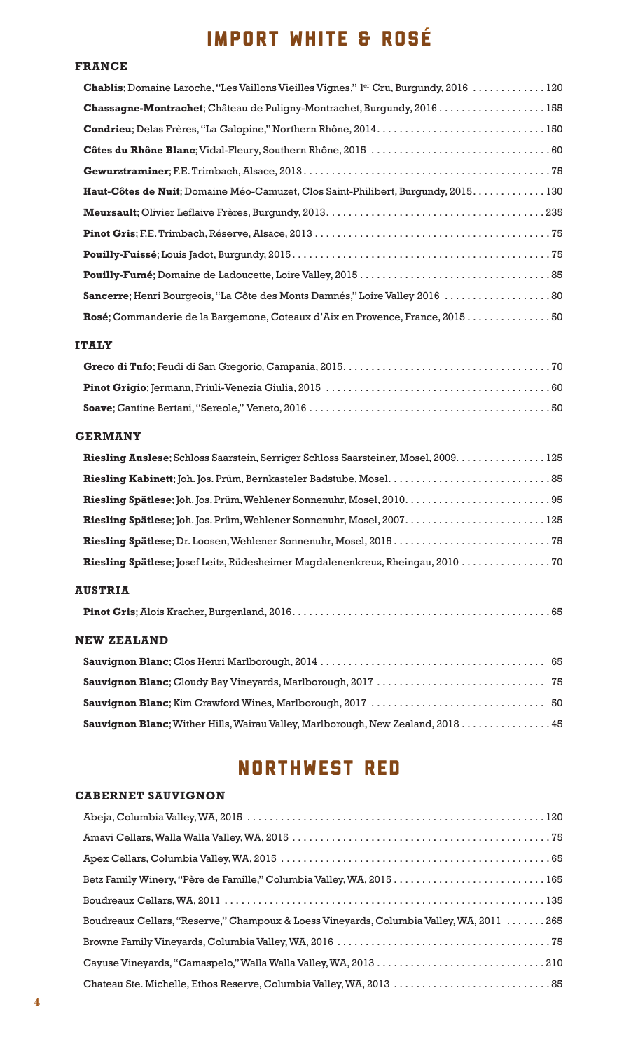# IMPORT WHITE & ROSÉ

### FRANCE

**Chablis**; Domaine Laroche, "Les Vaillons Vieilles Vignes," 1er Cru, Burgundy, 2016 . . . . . . . . . . . . . 120

**Chassagne-Montrachet**; Château de Puligny-Montrachet, Burgundy, 2016 . . . . . . . . . . . . . . . . . . . 155

**Condrieu**; Delas Frères, "La Galopine," Northern Rhône, 2014. . . . . . . . . . . . . . . . . . . . . . . . . . . . . . 150

**Côtes du Rhône Blanc**; Vidal-Fleury, Southern Rhône, 2015 . . . . . . . . . . . . . . . . . . . . . . . . . . . . . . . . 60

**Gewurztraminer**; F.E. Trimbach, Alsace, 2013 . . . . . . . . . . . . . . . . . . . . . . . . . . . . . . . . . . . . . . . . . . . 75

**Haut-Côtes de Nuit**; Domaine Méo-Camuzet, Clos Saint-Philibert, Burgundy, 2015. . . . . . . . . . . . . 130

**Meursault**; Olivier Leflaive Frères, Burgundy, 2013. . . . . . . . . . . . . . . . . . . . . . . . . . . . . . . . . . . . . . . 235

**Pinot Gris**; F.E. Trimbach, Réserve, Alsace, 2013 . . . . . . . . . . . . . . . . . . . . . . . . . . . . . . . . . . . . . . . . . 75

**Pouilly-Fuissé**; Louis Jadot, Burgundy, 2015. . . . . . . . . . . . . . . . . . . . . . . . . . . . . . . . . . . . . . . . . . . . . . 75

**Pouilly-Fumé**; Domaine de Ladoucette, Loire Valley, 2015 . . . . . . . . . . . . . . . . . . . . . . . . . . . . . . . . . . 85

**Sancerre**; Henri Bourgeois, "La Côte des Monts Damnés," Loire Valley 2016 . . . . . . . . . . . . . . . . . . . 80

**Rosé**; Commanderie de la Bargemone, Coteaux d'Aix en Provence, France, 2015 . . . . . . . . . . . . . . . 50

### ITALY

**Greco di Tufo**; Feudi di San Gregorio, Campania, 2015. . . . . . . . . . . . . . . . . . . . . . . . . . . . . . . . . . . . . 70

**Pinot Grigio**; Jermann, Friuli-Venezia Giulia, 2015 . . . . . . . . . . . . . . . . . . . . . . . . . . . . . . . . . . . . . . . 60

**Soave**; Cantine Bertani, "Sereole," Veneto, 2016 . . . . . . . . . . . . . . . . . . . . . . . . . . . . . . . . . . . . . . . . . . 50

### GERMANY

**Riesling Auslese**; Schloss Saarstein, Serriger Schloss Saarsteiner, Mosel, 2009. . . . . . . . . . . . . . . . 125

**Riesling Kabinett**; Joh. Jos. Prüm, Bernkasteler Badstube, Mosel. . . . . . . . . . . . . . . . . . . . . . . . . . . . 85

**Riesling Spätlese**; Joh. Jos. Prüm, Wehlener Sonnenuhr, Mosel, 2010. . . . . . . . . . . . . . . . . . . . . . . . . . 95

**Riesling Spätlese**; Joh. Jos. Prüm, Wehlener Sonnenuhr, Mosel, 2007. . . . . . . . . . . . . . . . . . . . . . . . . 125

**Riesling Spätlese**; Dr. Loosen, Wehlener Sonnenuhr, Mosel, 2015 . . . . . . . . . . . . . . . . . . . . . . . . . . . . 75

**Riesling Spätlese**; Josef Leitz, Rüdesheimer Magdalenenkreuz, Rheingau, 2010 . . . . . . . . . . . . . . . . 70

### AUSTRIA

**Pinot Gris**; Alois Kracher, Burgenland, 2016. . . . . . . . . . . . . . . . . . . . . . . . . . . . . . . . . . . . . . . . . . . . . 65

### NEW ZEALAND

**Sauvignon Blanc**; Clos Henri Marlborough, 2014 . . . . . . . . . . . . . . . . . . . . . . . . . . . . . . . . . . . . . . . 65

**Sauvignon Blanc**; Cloudy Bay Vineyards, Marlborough, 2017 . . . . . . . . . . . . . . . . . . . . . . . . . . . . . 75

**Sauvignon Blanc**; Kim Crawford Wines, Marlborough, 2017 . . . . . . . . . . . . . . . . . . . . . . . . . . . . . . 50

**Sauvignon Blanc**; Wither Hills, Wairau Valley, Marlborough, New Zealand, 2018 . . . . . . . . . . . . . . . . 45

# NORTHWEST RED

### CABERNET SAUVIGNON

Abeja, Columbia Valley, WA, 2015 . . . . . . . . . . . . . . . . . . . . . . . . . . . . . . . . . . . . . . . . . . . . . . . . . . . . 120

Amavi Cellars, Walla Walla Valley, WA, 2015 . . . . . . . . . . . . . . . . . . . . . . . . . . . . . . . . . . . . . . . . . . . . . 75

Apex Cellars, Columbia Valley, WA, 2015 . . . . . . . . . . . . . . . . . . . . . . . . . . . . . . . . . . . . . . . . . . . . . . . . 65

Betz Family Winery, "Père de Famille," Columbia Valley, WA, 2015 . . . . . . . . . . . . . . . . . . . . . . . . . . . 165

Boudreaux Cellars, WA, 2011 . . . . . . . . . . . . . . . . . . . . . . . . . . . . . . . . . . . . . . . . . . . . . . . . . . . . . . . . . 135

Boudreaux Cellars, "Reserve," Champoux & Loess Vineyards, Columbia Valley, WA, 2011 . . . . . . . 265

Browne Family Vineyards, Columbia Valley, WA, 2016 . . . . . . . . . . . . . . . . . . . . . . . . . . . . . . . . . . . . . . 75

Cayuse Vineyards, "Camaspelo," Walla Walla Valley, WA, 2013 . . . . . . . . . . . . . . . . . . . . . . . . . . . . . . 210

Chateau Ste. Michelle, Ethos Reserve, Columbia Valley, WA, 2013 . . . . . . . . . . . . . . . . . . . . . . . . . . . . 85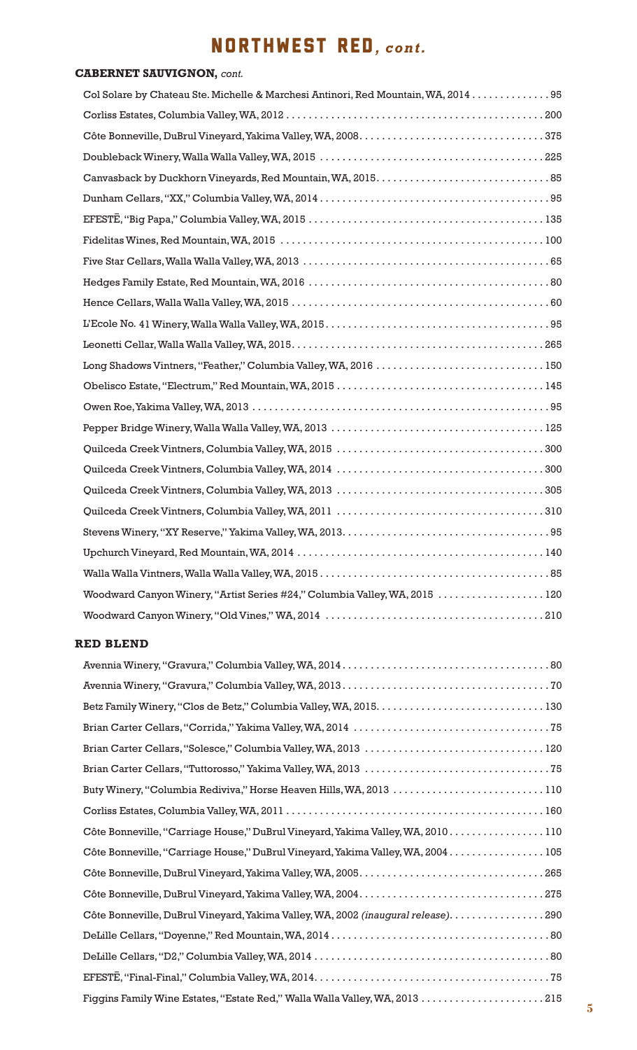# NORTHWEST RED, *cont.*

## CABERNET SAUVIGNON, *cont.*

Col Solare by Chateau Ste. Michelle & Marchesi Antinori, Red Mountain, WA, 2014 . . . . . . . . . . . . . . 95
Corliss Estates, Columbia Valley, WA, 2012 . . . . . . . . . . . . . . . . . . . . . . . . . . . . . . . . . . . . . . . . . . . . . . 200
Côte Bonneville, DuBrul Vineyard, Yakima Valley, WA, 2008 . . . . . . . . . . . . . . . . . . . . . . . . . . . . . . . . . 375
Doubleback Winery, Walla Walla Valley, WA, 2015 . . . . . . . . . . . . . . . . . . . . . . . . . . . . . . . . . . . . . . . . 225
Canvasback by Duckhorn Vineyards, Red Mountain, WA, 2015 . . . . . . . . . . . . . . . . . . . . . . . . . . . . . . . 85
Dunham Cellars, "XX," Columbia Valley, WA, 2014 . . . . . . . . . . . . . . . . . . . . . . . . . . . . . . . . . . . . . . . . . 95
EFESTĒ, "Big Papa," Columbia Valley, WA, 2015 . . . . . . . . . . . . . . . . . . . . . . . . . . . . . . . . . . . . . . . . . . 135
Fidelitas Wines, Red Mountain, WA, 2015 . . . . . . . . . . . . . . . . . . . . . . . . . . . . . . . . . . . . . . . . . . . . . . . 100
Five Star Cellars, Walla Walla Valley, WA, 2013 . . . . . . . . . . . . . . . . . . . . . . . . . . . . . . . . . . . . . . . . . . . . 65
Hedges Family Estate, Red Mountain, WA, 2016 . . . . . . . . . . . . . . . . . . . . . . . . . . . . . . . . . . . . . . . . . . . 80
Hence Cellars, Walla Walla Valley, WA, 2015 . . . . . . . . . . . . . . . . . . . . . . . . . . . . . . . . . . . . . . . . . . . . . . 60
L'Ecole No. 41 Winery, Walla Walla Valley, WA, 2015 . . . . . . . . . . . . . . . . . . . . . . . . . . . . . . . . . . . . . . . . 95
Leonetti Cellar, Walla Walla Valley, WA, 2015 . . . . . . . . . . . . . . . . . . . . . . . . . . . . . . . . . . . . . . . . . . . . . 265
Long Shadows Vintners, "Feather," Columbia Valley, WA, 2016 . . . . . . . . . . . . . . . . . . . . . . . . . . . . . . 150
Obelisco Estate, "Electrum," Red Mountain, WA, 2015 . . . . . . . . . . . . . . . . . . . . . . . . . . . . . . . . . . . . . 145
Owen Roe, Yakima Valley, WA, 2013 . . . . . . . . . . . . . . . . . . . . . . . . . . . . . . . . . . . . . . . . . . . . . . . . . . . . . 95
Pepper Bridge Winery, Walla Walla Valley, WA, 2013 . . . . . . . . . . . . . . . . . . . . . . . . . . . . . . . . . . . . . . 125
Quilceda Creek Vintners, Columbia Valley, WA, 2015 . . . . . . . . . . . . . . . . . . . . . . . . . . . . . . . . . . . . . 300
Quilceda Creek Vintners, Columbia Valley, WA, 2014 . . . . . . . . . . . . . . . . . . . . . . . . . . . . . . . . . . . . . 300
Quilceda Creek Vintners, Columbia Valley, WA, 2013 . . . . . . . . . . . . . . . . . . . . . . . . . . . . . . . . . . . . . 305
Quilceda Creek Vintners, Columbia Valley, WA, 2011 . . . . . . . . . . . . . . . . . . . . . . . . . . . . . . . . . . . . . 310
Stevens Winery, "XY Reserve," Yakima Valley, WA, 2013 . . . . . . . . . . . . . . . . . . . . . . . . . . . . . . . . . . . . 95
Upchurch Vineyard, Red Mountain, WA, 2014 . . . . . . . . . . . . . . . . . . . . . . . . . . . . . . . . . . . . . . . . . . . . 140
Walla Walla Vintners, Walla Walla Valley, WA, 2015 . . . . . . . . . . . . . . . . . . . . . . . . . . . . . . . . . . . . . . . . . 85
Woodward Canyon Winery, "Artist Series #24," Columbia Valley, WA, 2015 . . . . . . . . . . . . . . . . . . . 120
Woodward Canyon Winery, "Old Vines," WA, 2014 . . . . . . . . . . . . . . . . . . . . . . . . . . . . . . . . . . . . . . . 210

## RED BLEND

Avennia Winery, "Gravura," Columbia Valley, WA, 2014 . . . . . . . . . . . . . . . . . . . . . . . . . . . . . . . . . . . . . 80
Avennia Winery, "Gravura," Columbia Valley, WA, 2013 . . . . . . . . . . . . . . . . . . . . . . . . . . . . . . . . . . . . . 70
Betz Family Winery, "Clos de Betz," Columbia Valley, WA, 2015 . . . . . . . . . . . . . . . . . . . . . . . . . . . . . . 130
Brian Carter Cellars, "Corrida," Yakima Valley, WA, 2014 . . . . . . . . . . . . . . . . . . . . . . . . . . . . . . . . . . . 75
Brian Carter Cellars, "Solesce," Columbia Valley, WA, 2013 . . . . . . . . . . . . . . . . . . . . . . . . . . . . . . . . 120
Brian Carter Cellars, "Tuttorosso," Yakima Valley, WA, 2013 . . . . . . . . . . . . . . . . . . . . . . . . . . . . . . . . . 75
Buty Winery, "Columbia Rediviva," Horse Heaven Hills, WA, 2013 . . . . . . . . . . . . . . . . . . . . . . . . . . . 110
Corliss Estates, Columbia Valley, WA, 2011 . . . . . . . . . . . . . . . . . . . . . . . . . . . . . . . . . . . . . . . . . . . . . . 160
Côte Bonneville, "Carriage House," DuBrul Vineyard, Yakima Valley, WA, 2010 . . . . . . . . . . . . . . . . . 110
Côte Bonneville, "Carriage House," DuBrul Vineyard, Yakima Valley, WA, 2004 . . . . . . . . . . . . . . . . . 105
Côte Bonneville, DuBrul Vineyard, Yakima Valley, WA, 2005 . . . . . . . . . . . . . . . . . . . . . . . . . . . . . . . . . 265
Côte Bonneville, DuBrul Vineyard, Yakima Valley, WA, 2004 . . . . . . . . . . . . . . . . . . . . . . . . . . . . . . . . . 275
Côte Bonneville, DuBrul Vineyard, Yakima Valley, WA, 2002 *(inaugural release)* . . . . . . . . . . . . . . . . . 290
DeLille Cellars, "Doyenne," Red Mountain, WA, 2014 . . . . . . . . . . . . . . . . . . . . . . . . . . . . . . . . . . . . . . 80
DeLille Cellars, "D2," Columbia Valley, WA, 2014 . . . . . . . . . . . . . . . . . . . . . . . . . . . . . . . . . . . . . . . . . . 80
EFESTĒ, "Final-Final," Columbia Valley, WA, 2014 . . . . . . . . . . . . . . . . . . . . . . . . . . . . . . . . . . . . . . . . . 75
Figgins Family Wine Estates, "Estate Red," Walla Walla Valley, WA, 2013 . . . . . . . . . . . . . . . . . . . . . . 215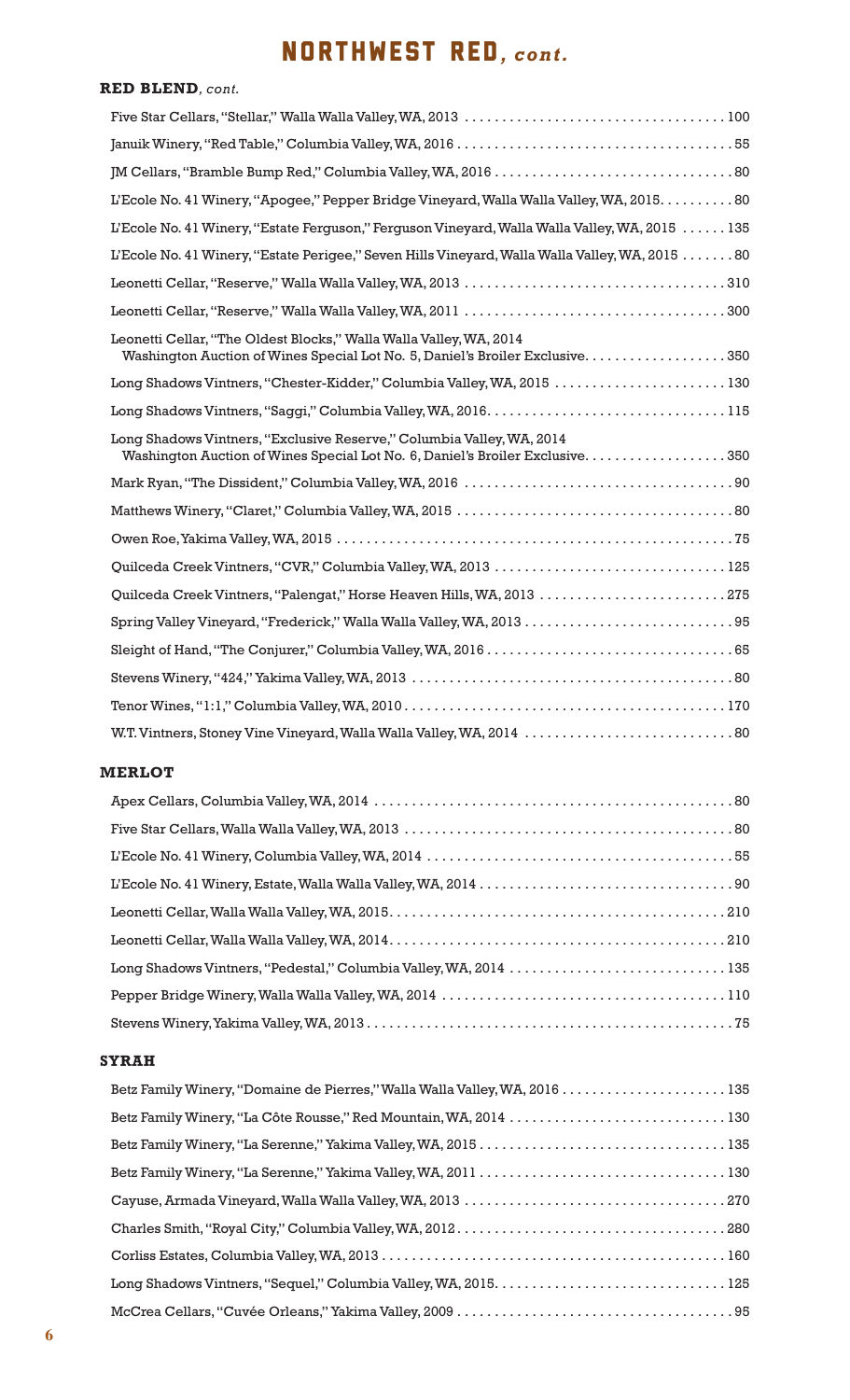# NORTHWEST RED, *cont.*

## RED BLEND, *cont.*

Five Star Cellars, "Stellar," Walla Walla Valley, WA, 2013 . . . . . . . . . . 100

Januik Winery, "Red Table," Columbia Valley, WA, 2016 . . . . . . . . . . 55

JM Cellars, "Bramble Bump Red," Columbia Valley, WA, 2016 . . . . . . . . . . 80

L'Ecole No. 41 Winery, "Apogee," Pepper Bridge Vineyard, Walla Walla Valley, WA, 2015. . . . . . . . . . 80

L'Ecole No. 41 Winery, "Estate Ferguson," Ferguson Vineyard, Walla Walla Valley, WA, 2015 . . . . . . 135

L'Ecole No. 41 Winery, "Estate Perigee," Seven Hills Vineyard, Walla Walla Valley, WA, 2015 . . . . . . . 80

Leonetti Cellar, "Reserve," Walla Walla Valley, WA, 2013 . . . . . . . . . . 310

Leonetti Cellar, "Reserve," Walla Walla Valley, WA, 2011 . . . . . . . . . . 300

Leonetti Cellar, "The Oldest Blocks," Walla Walla Valley, WA, 2014
Washington Auction of Wines Special Lot No. 5, Daniel's Broiler Exclusive. . . . . . . . . . 350

Long Shadows Vintners, "Chester-Kidder," Columbia Valley, WA, 2015 . . . . . . . . . . 130

Long Shadows Vintners, "Saggi," Columbia Valley, WA, 2016. . . . . . . . . . 115

Long Shadows Vintners, "Exclusive Reserve," Columbia Valley, WA, 2014
Washington Auction of Wines Special Lot No. 6, Daniel's Broiler Exclusive. . . . . . . . . . 350

Mark Ryan, "The Dissident," Columbia Valley, WA, 2016 . . . . . . . . . . 90

Matthews Winery, "Claret," Columbia Valley, WA, 2015 . . . . . . . . . . 80

Owen Roe, Yakima Valley, WA, 2015 . . . . . . . . . . 75

Quilceda Creek Vintners, "CVR," Columbia Valley, WA, 2013 . . . . . . . . . . 125

Quilceda Creek Vintners, "Palengat," Horse Heaven Hills, WA, 2013 . . . . . . . . . . 275

Spring Valley Vineyard, "Frederick," Walla Walla Valley, WA, 2013 . . . . . . . . . . 95

Sleight of Hand, "The Conjurer," Columbia Valley, WA, 2016 . . . . . . . . . . 65

Stevens Winery, "424," Yakima Valley, WA, 2013 . . . . . . . . . . 80

Tenor Wines, "1:1," Columbia Valley, WA, 2010 . . . . . . . . . . 170

W.T. Vintners, Stoney Vine Vineyard, Walla Walla Valley, WA, 2014 . . . . . . . . . . 80

## MERLOT

Apex Cellars, Columbia Valley, WA, 2014 . . . . . . . . . . 80

Five Star Cellars, Walla Walla Valley, WA, 2013 . . . . . . . . . . 80

L'Ecole No. 41 Winery, Columbia Valley, WA, 2014 . . . . . . . . . . 55

L'Ecole No. 41 Winery, Estate, Walla Walla Valley, WA, 2014 . . . . . . . . . . 90

Leonetti Cellar, Walla Walla Valley, WA, 2015. . . . . . . . . . 210

Leonetti Cellar, Walla Walla Valley, WA, 2014. . . . . . . . . . 210

Long Shadows Vintners, "Pedestal," Columbia Valley, WA, 2014 . . . . . . . . . . 135

Pepper Bridge Winery, Walla Walla Valley, WA, 2014 . . . . . . . . . . 110

Stevens Winery, Yakima Valley, WA, 2013 . . . . . . . . . . 75

## SYRAH

Betz Family Winery, "Domaine de Pierres," Walla Walla Valley, WA, 2016 . . . . . . . . . . 135

Betz Family Winery, "La Côte Rousse," Red Mountain, WA, 2014 . . . . . . . . . . 130

Betz Family Winery, "La Serenne," Yakima Valley, WA, 2015 . . . . . . . . . . 135

Betz Family Winery, "La Serenne," Yakima Valley, WA, 2011 . . . . . . . . . . 130

Cayuse, Armada Vineyard, Walla Walla Valley, WA, 2013 . . . . . . . . . . 270

Charles Smith, "Royal City," Columbia Valley, WA, 2012. . . . . . . . . . 280

Corliss Estates, Columbia Valley, WA, 2013 . . . . . . . . . . 160

Long Shadows Vintners, "Sequel," Columbia Valley, WA, 2015. . . . . . . . . . 125

McCrea Cellars, "Cuvée Orleans," Yakima Valley, 2009 . . . . . . . . . . 95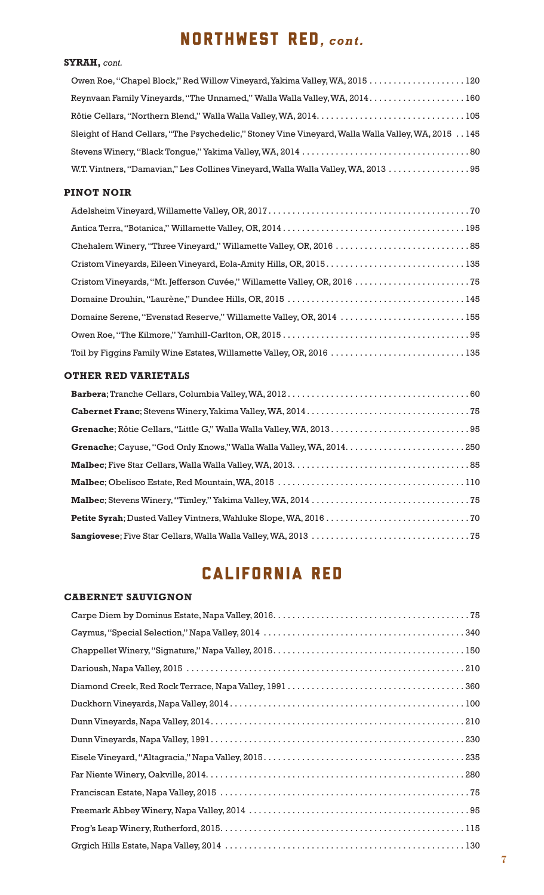# NORTHWEST RED, *cont.*

### SYRAH, *cont.*

Owen Roe, "Chapel Block," Red Willow Vineyard, Yakima Valley, WA, 2015 . . . . . . . . . . . . . . . . . . . . 120

Reynvaan Family Vineyards, "The Unnamed," Walla Walla Valley, WA, 2014. . . . . . . . . . . . . . . . . . . . 160

Rôtie Cellars, "Northern Blend," Walla Walla Valley, WA, 2014. . . . . . . . . . . . . . . . . . . . . . . . . . . . . . 105

Sleight of Hand Cellars, "The Psychedelic," Stoney Vine Vineyard, Walla Walla Valley, WA, 2015 . . 145

Stevens Winery, "Black Tongue," Yakima Valley, WA, 2014 . . . . . . . . . . . . . . . . . . . . . . . . . . . . . . . . . . 80

W.T. Vintners, "Damavian," Les Collines Vineyard, Walla Walla Valley, WA, 2013 . . . . . . . . . . . . . . . . . 95

### PINOT NOIR

Adelsheim Vineyard, Willamette Valley, OR, 2017. . . . . . . . . . . . . . . . . . . . . . . . . . . . . . . . . . . . . . . . . . 70

Antica Terra, "Botanica," Willamette Valley, OR, 2014 . . . . . . . . . . . . . . . . . . . . . . . . . . . . . . . . . . . . . 195

Chehalem Winery, "Three Vineyard," Willamette Valley, OR, 2016 . . . . . . . . . . . . . . . . . . . . . . . . . . . . 85

Cristom Vineyards, Eileen Vineyard, Eola-Amity Hills, OR, 2015. . . . . . . . . . . . . . . . . . . . . . . . . . . . . 135

Cristom Vineyards, "Mt. Jefferson Cuvée," Willamette Valley, OR, 2016 . . . . . . . . . . . . . . . . . . . . . . . . 75

Domaine Drouhin, "Laurène," Dundee Hills, OR, 2015 . . . . . . . . . . . . . . . . . . . . . . . . . . . . . . . . . . . . . 145

Domaine Serene, "Evenstad Reserve," Willamette Valley, OR, 2014 . . . . . . . . . . . . . . . . . . . . . . . . . . 155

Owen Roe, "The Kilmore," Yamhill-Carlton, OR, 2015 . . . . . . . . . . . . . . . . . . . . . . . . . . . . . . . . . . . . . . . 95

Toil by Figgins Family Wine Estates, Willamette Valley, OR, 2016 . . . . . . . . . . . . . . . . . . . . . . . . . . . . 135

### OTHER RED VARIETALS

**Barbera**; Tranche Cellars, Columbia Valley, WA, 2012 . . . . . . . . . . . . . . . . . . . . . . . . . . . . . . . . . . . . . . 60

**Cabernet Franc**; Stevens Winery, Yakima Valley, WA, 2014 . . . . . . . . . . . . . . . . . . . . . . . . . . . . . . . . . 75

**Grenache**; Rôtie Cellars, "Little G," Walla Walla Valley, WA, 2013 . . . . . . . . . . . . . . . . . . . . . . . . . . . . 95

**Grenache**; Cayuse, "God Only Knows," Walla Walla Valley, WA, 2014. . . . . . . . . . . . . . . . . . . . . . . . . 250

**Malbec**; Five Star Cellars, Walla Walla Valley, WA, 2013. . . . . . . . . . . . . . . . . . . . . . . . . . . . . . . . . . . . 85

**Malbec**; Obelisco Estate, Red Mountain, WA, 2015 . . . . . . . . . . . . . . . . . . . . . . . . . . . . . . . . . . . . . . 110

**Malbec**; Stevens Winery, "Timley," Yakima Valley, WA, 2014 . . . . . . . . . . . . . . . . . . . . . . . . . . . . . . . . . 75

**Petite Syrah**; Dusted Valley Vintners, Wahluke Slope, WA, 2016 . . . . . . . . . . . . . . . . . . . . . . . . . . . . . . 70

**Sangiovese**; Five Star Cellars, Walla Walla Valley, WA, 2013 . . . . . . . . . . . . . . . . . . . . . . . . . . . . . . . . . 75

# CALIFORNIA RED

### CABERNET SAUVIGNON

Carpe Diem by Dominus Estate, Napa Valley, 2016. . . . . . . . . . . . . . . . . . . . . . . . . . . . . . . . . . . . . . . . . 75

Caymus, "Special Selection," Napa Valley, 2014 . . . . . . . . . . . . . . . . . . . . . . . . . . . . . . . . . . . . . . . . . . 340

Chappellet Winery, "Signature," Napa Valley, 2015. . . . . . . . . . . . . . . . . . . . . . . . . . . . . . . . . . . . . . . . 150

Darioush, Napa Valley, 2015 . . . . . . . . . . . . . . . . . . . . . . . . . . . . . . . . . . . . . . . . . . . . . . . . . . . . . . . . . . 210

Diamond Creek, Red Rock Terrace, Napa Valley, 1991 . . . . . . . . . . . . . . . . . . . . . . . . . . . . . . . . . . . . . 360

Duckhorn Vineyards, Napa Valley, 2014. . . . . . . . . . . . . . . . . . . . . . . . . . . . . . . . . . . . . . . . . . . . . . . . . 100

Dunn Vineyards, Napa Valley, 2014. . . . . . . . . . . . . . . . . . . . . . . . . . . . . . . . . . . . . . . . . . . . . . . . . . . . . 210

Dunn Vineyards, Napa Valley, 1991. . . . . . . . . . . . . . . . . . . . . . . . . . . . . . . . . . . . . . . . . . . . . . . . . . . . . 230

Eisele Vineyard, "Altagracia," Napa Valley, 2015. . . . . . . . . . . . . . . . . . . . . . . . . . . . . . . . . . . . . . . . . . 235

Far Niente Winery, Oakville, 2014. . . . . . . . . . . . . . . . . . . . . . . . . . . . . . . . . . . . . . . . . . . . . . . . . . . . . . 280

Franciscan Estate, Napa Valley, 2015 . . . . . . . . . . . . . . . . . . . . . . . . . . . . . . . . . . . . . . . . . . . . . . . . . . . . 75

Freemark Abbey Winery, Napa Valley, 2014 . . . . . . . . . . . . . . . . . . . . . . . . . . . . . . . . . . . . . . . . . . . . . . . 95

Frog's Leap Winery, Rutherford, 2015. . . . . . . . . . . . . . . . . . . . . . . . . . . . . . . . . . . . . . . . . . . . . . . . . . . 115

Grgich Hills Estate, Napa Valley, 2014 . . . . . . . . . . . . . . . . . . . . . . . . . . . . . . . . . . . . . . . . . . . . . . . . . . 130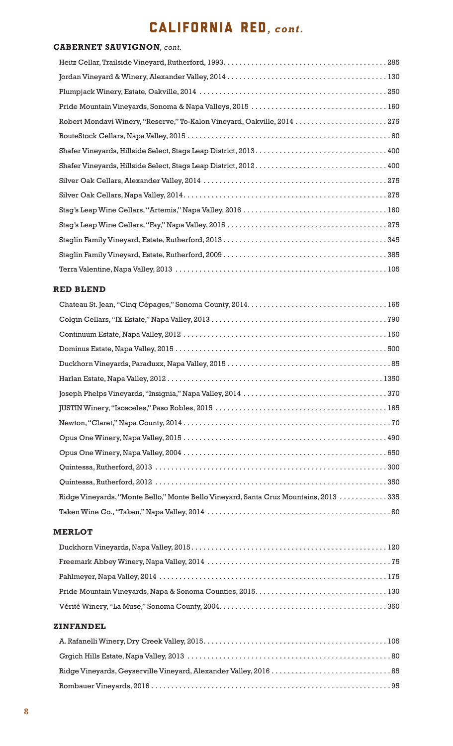# CALIFORNIA RED, *cont.*

## CABERNET SAUVIGNON, *cont.*

Heitz Cellar, Trailside Vineyard, Rutherford, 1993 . . . . . 285
Jordan Vineyard & Winery, Alexander Valley, 2014 . . . . . 130
Plumpjack Winery, Estate, Oakville, 2014 . . . . . 250
Pride Mountain Vineyards, Sonoma & Napa Valleys, 2015 . . . . . 160
Robert Mondavi Winery, "Reserve," To-Kalon Vineyard, Oakville, 2014 . . . . . 275
RouteStock Cellars, Napa Valley, 2015 . . . . . 60
Shafer Vineyards, Hillside Select, Stags Leap District, 2013 . . . . . 400
Shafer Vineyards, Hillside Select, Stags Leap District, 2012 . . . . . 400
Silver Oak Cellars, Alexander Valley, 2014 . . . . . 275
Silver Oak Cellars, Napa Valley, 2014 . . . . . 275
Stag's Leap Wine Cellars, "Artemis," Napa Valley, 2016 . . . . . 160
Stag's Leap Wine Cellars, "Fay," Napa Valley, 2015 . . . . . 275
Staglin Family Vineyard, Estate, Rutherford, 2013 . . . . . 345
Staglin Family Vineyard, Estate, Rutherford, 2009 . . . . . 385
Terra Valentine, Napa Valley, 2013 . . . . . 105

## RED BLEND

Chateau St. Jean, "Cinq Cépages," Sonoma County, 2014 . . . . . 165
Colgin Cellars, "IX Estate," Napa Valley, 2013 . . . . . 790
Continuum Estate, Napa Valley, 2012 . . . . . 150
Dominus Estate, Napa Valley, 2015 . . . . . 500
Duckhorn Vineyards, Paraduxx, Napa Valley, 2015 . . . . . 85
Harlan Estate, Napa Valley, 2012 . . . . . 1350
Joseph Phelps Vineyards, "Insignia," Napa Valley, 2014 . . . . . 370
JUSTIN Winery, "Isosceles," Paso Robles, 2015 . . . . . 165
Newton, "Claret," Napa County, 2014 . . . . . 70
Opus One Winery, Napa Valley, 2015 . . . . . 490
Opus One Winery, Napa Valley, 2004 . . . . . 650
Quintessa, Rutherford, 2013 . . . . . 300
Quintessa, Rutherford, 2012 . . . . . 350
Ridge Vineyards, "Monte Bello," Monte Bello Vineyard, Santa Cruz Mountains, 2013 . . . . . 335
Taken Wine Co., "Taken," Napa Valley, 2014 . . . . . 80

## MERLOT

Duckhorn Vineyards, Napa Valley, 2015 . . . . . 120
Freemark Abbey Winery, Napa Valley, 2014 . . . . . 75
Pahlmeyer, Napa Valley, 2014 . . . . . 175
Pride Mountain Vineyards, Napa & Sonoma Counties, 2015 . . . . . 130
Vérité Winery, "La Muse," Sonoma County, 2004 . . . . . 350

## ZINFANDEL

A. Rafanelli Winery, Dry Creek Valley, 2015 . . . . . 105
Grgich Hills Estate, Napa Valley, 2013 . . . . . 80
Ridge Vineyards, Geyserville Vineyard, Alexander Valley, 2016 . . . . . 85
Rombauer Vineyards, 2016 . . . . . 95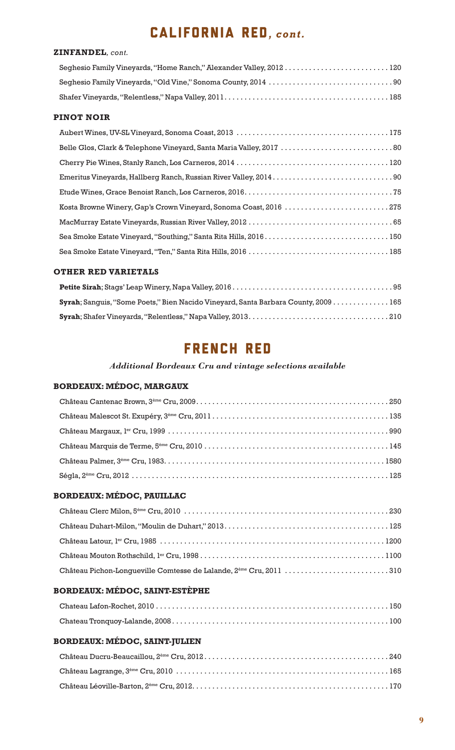# CALIFORNIA RED, *cont.*

### ZINFANDEL, *cont.*

Seghesio Family Vineyards, "Home Ranch," Alexander Valley, 2012 . . . . . . . . . . 120

Seghesio Family Vineyards, "Old Vine," Sonoma County, 2014 . . . . . . . . . . 90

Shafer Vineyards, "Relentless," Napa Valley, 2011 . . . . . . . . . . 185

### PINOT NOIR

Aubert Wines, UV-SL Vineyard, Sonoma Coast, 2013 . . . . . . . . . . 175

Belle Glos, Clark & Telephone Vineyard, Santa Maria Valley, 2017 . . . . . . . . . . 80

Cherry Pie Wines, Stanly Ranch, Los Carneros, 2014 . . . . . . . . . . 120

Emeritus Vineyards, Hallberg Ranch, Russian River Valley, 2014 . . . . . . . . . . 90

Etude Wines, Grace Benoist Ranch, Los Carneros, 2016 . . . . . . . . . . 75

Kosta Browne Winery, Gap's Crown Vineyard, Sonoma Coast, 2016 . . . . . . . . . . 275

MacMurray Estate Vineyards, Russian River Valley, 2012 . . . . . . . . . . 65

Sea Smoke Estate Vineyard, "Southing," Santa Rita Hills, 2016 . . . . . . . . . . 150

Sea Smoke Estate Vineyard, "Ten," Santa Rita Hills, 2016 . . . . . . . . . . 185

### OTHER RED VARIETALS

**Petite Sirah**; Stags' Leap Winery, Napa Valley, 2016 . . . . . . . . . . 95

**Syrah**; Sanguis, "Some Poets," Bien Nacido Vineyard, Santa Barbara County, 2009 . . . . . . . . . . 165

**Syrah**; Shafer Vineyards, "Relentless," Napa Valley, 2013 . . . . . . . . . . 210

# FRENCH RED

***Additional Bordeaux Cru and vintage selections available***

### BORDEAUX: MÉDOC, MARGAUX

Château Cantenac Brown, 3ème Cru, 2009 . . . . . . . . . . 250

Château Malescot St. Exupéry, 3ème Cru, 2011 . . . . . . . . . . 135

Château Margaux, 1er Cru, 1999 . . . . . . . . . . 990

Château Marquis de Terme, 5ème Cru, 2010 . . . . . . . . . . 145

Château Palmer, 3ème Cru, 1983 . . . . . . . . . . 1580

Ségla, 2ème Cru, 2012 . . . . . . . . . . 125

### BORDEAUX: MÉDOC, PAUILLAC

Château Clerc Milon, 5ème Cru, 2010 . . . . . . . . . . 230

Château Duhart-Milon, "Moulin de Duhart," 2013 . . . . . . . . . . 125

Château Latour, 1er Cru, 1985 . . . . . . . . . . 1200

Château Mouton Rothschild, 1er Cru, 1998 . . . . . . . . . . 1100

Château Pichon-Longueville Comtesse de Lalande, 2ème Cru, 2011 . . . . . . . . . . 310

### BORDEAUX: MÉDOC, SAINT-ESTÈPHE

Chateau Lafon-Rochet, 2010 . . . . . . . . . . 150

Chateau Tronquoy-Lalande, 2008 . . . . . . . . . . 100

### BORDEAUX: MÉDOC, SAINT-JULIEN

Château Ducru-Beaucaillou, 2ème Cru, 2012 . . . . . . . . . . 240

Château Lagrange, 3ème Cru, 2010 . . . . . . . . . . 165

Château Léoville-Barton, 2ème Cru, 2012 . . . . . . . . . . 170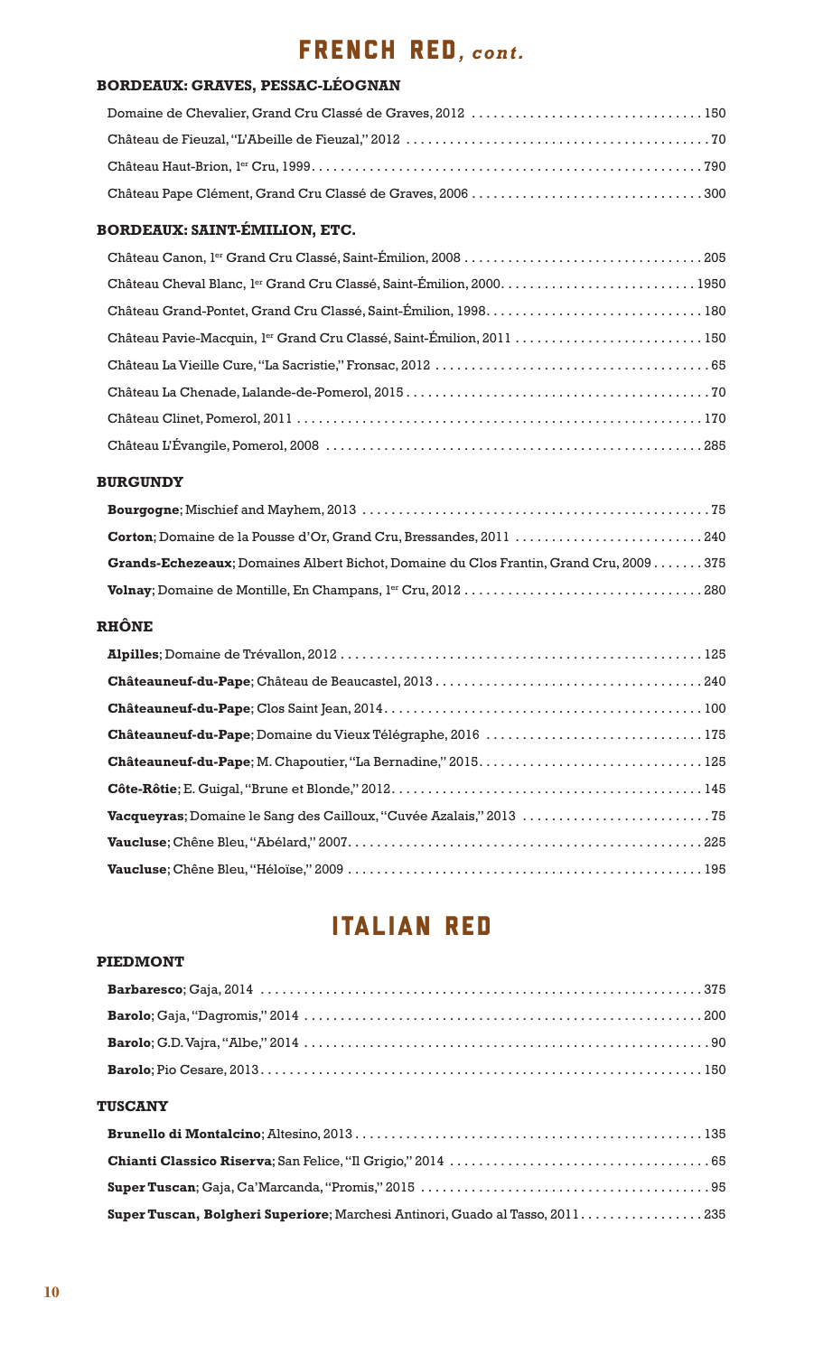# FRENCH RED, *cont.*

### BORDEAUX: GRAVES, PESSAC-LÉOGNAN

Domaine de Chevalier, Grand Cru Classé de Graves, 2012 . . . . . . . . . . . . . . . . . . . . . . . . . . . . . . . . 150

Château de Fieuzal, "L'Abeille de Fieuzal," 2012 . . . . . . . . . . . . . . . . . . . . . . . . . . . . . . . . . . . . . . . . . . 70

Château Haut-Brion, 1er Cru, 1999. . . . . . . . . . . . . . . . . . . . . . . . . . . . . . . . . . . . . . . . . . . . . . . . . . . . 790

Château Pape Clément, Grand Cru Classé de Graves, 2006 . . . . . . . . . . . . . . . . . . . . . . . . . . . . . . . 300

### BORDEAUX: SAINT-ÉMILION, ETC.

Château Canon, 1er Grand Cru Classé, Saint-Émilion, 2008 . . . . . . . . . . . . . . . . . . . . . . . . . . . . . . . . 205

Château Cheval Blanc, 1er Grand Cru Classé, Saint-Émilion, 2000. . . . . . . . . . . . . . . . . . . . . . . . . . 1950

Château Grand-Pontet, Grand Cru Classé, Saint-Émilion, 1998. . . . . . . . . . . . . . . . . . . . . . . . . . . . . 180

Château Pavie-Macquin, 1er Grand Cru Classé, Saint-Émilion, 2011 . . . . . . . . . . . . . . . . . . . . . . . . . 150

Château La Vieille Cure, "La Sacristie," Fronsac, 2012 . . . . . . . . . . . . . . . . . . . . . . . . . . . . . . . . . . . . . 65

Château La Chenade, Lalande-de-Pomerol, 2015 . . . . . . . . . . . . . . . . . . . . . . . . . . . . . . . . . . . . . . . . . 70

Château Clinet, Pomerol, 2011 . . . . . . . . . . . . . . . . . . . . . . . . . . . . . . . . . . . . . . . . . . . . . . . . . . . . . . . 170

Château L'Évangile, Pomerol, 2008 . . . . . . . . . . . . . . . . . . . . . . . . . . . . . . . . . . . . . . . . . . . . . . . . . . . 285

### BURGUNDY

**Bourgogne**; Mischief and Mayhem, 2013 . . . . . . . . . . . . . . . . . . . . . . . . . . . . . . . . . . . . . . . . . . . . . . . 75

**Corton**; Domaine de la Pousse d'Or, Grand Cru, Bressandes, 2011 . . . . . . . . . . . . . . . . . . . . . . . . . 240

**Grands-Echezeaux**; Domaines Albert Bichot, Domaine du Clos Frantin, Grand Cru, 2009 . . . . . . . 375

**Volnay**; Domaine de Montille, En Champans, 1er Cru, 2012 . . . . . . . . . . . . . . . . . . . . . . . . . . . . . . . . 280

### RHÔNE

**Alpilles**; Domaine de Trévallon, 2012 . . . . . . . . . . . . . . . . . . . . . . . . . . . . . . . . . . . . . . . . . . . . . . . . . 125

**Châteauneuf-du-Pape**; Château de Beaucastel, 2013 . . . . . . . . . . . . . . . . . . . . . . . . . . . . . . . . . . . . 240

**Châteauneuf-du-Pape**; Clos Saint Jean, 2014. . . . . . . . . . . . . . . . . . . . . . . . . . . . . . . . . . . . . . . . . . . 100

**Châteauneuf-du-Pape**; Domaine du Vieux Télégraphe, 2016 . . . . . . . . . . . . . . . . . . . . . . . . . . . . . . 175

**Châteauneuf-du-Pape**; M. Chapoutier, "La Bernadine," 2015. . . . . . . . . . . . . . . . . . . . . . . . . . . . . . . 125

**Côte-Rôtie**; E. Guigal, "Brune et Blonde," 2012. . . . . . . . . . . . . . . . . . . . . . . . . . . . . . . . . . . . . . . . . . 145

**Vacqueyras**; Domaine le Sang des Cailloux, "Cuvée Azalais," 2013 . . . . . . . . . . . . . . . . . . . . . . . . . . 75

**Vaucluse**; Chêne Bleu, "Abélard," 2007. . . . . . . . . . . . . . . . . . . . . . . . . . . . . . . . . . . . . . . . . . . . . . . . . 225

**Vaucluse**; Chêne Bleu, "Héloïse," 2009 . . . . . . . . . . . . . . . . . . . . . . . . . . . . . . . . . . . . . . . . . . . . . . . . 195

# ITALIAN RED

### PIEDMONT

**Barbaresco**; Gaja, 2014 . . . . . . . . . . . . . . . . . . . . . . . . . . . . . . . . . . . . . . . . . . . . . . . . . . . . . . . . . . . . 375

**Barolo**; Gaja, "Dagromis," 2014 . . . . . . . . . . . . . . . . . . . . . . . . . . . . . . . . . . . . . . . . . . . . . . . . . . . . . . 200

**Barolo**; G.D. Vajra, "Albe," 2014 . . . . . . . . . . . . . . . . . . . . . . . . . . . . . . . . . . . . . . . . . . . . . . . . . . . . . . 90

**Barolo**; Pio Cesare, 2013. . . . . . . . . . . . . . . . . . . . . . . . . . . . . . . . . . . . . . . . . . . . . . . . . . . . . . . . . . . . 150

### TUSCANY

**Brunello di Montalcino**; Altesino, 2013 . . . . . . . . . . . . . . . . . . . . . . . . . . . . . . . . . . . . . . . . . . . . . . . 135

**Chianti Classico Riserva**; San Felice, "Il Grigio," 2014 . . . . . . . . . . . . . . . . . . . . . . . . . . . . . . . . . . . . 65

**Super Tuscan**; Gaja, Ca'Marcanda, "Promis," 2015 . . . . . . . . . . . . . . . . . . . . . . . . . . . . . . . . . . . . . . . 95

**Super Tuscan, Bolgheri Superiore**; Marchesi Antinori, Guado al Tasso, 2011. . . . . . . . . . . . . . . . . 235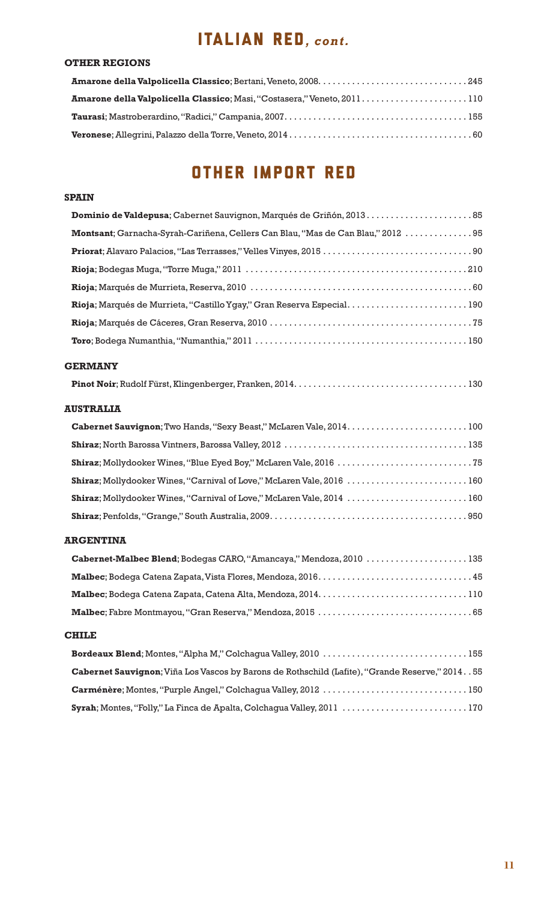# ITALIAN RED, *cont.*

### OTHER REGIONS

**Amarone della Valpolicella Classico**; Bertani, Veneto, 2008. . . . . . . . . . . . . . . . . . . . . . . . . . . . . . . 245

**Amarone della Valpolicella Classico**; Masi, "Costasera," Veneto, 2011 . . . . . . . . . . . . . . . . . . . . . . 110

**Taurasi**; Mastroberardino, "Radici," Campania, 2007. . . . . . . . . . . . . . . . . . . . . . . . . . . . . . . . . . . . . 155

**Veronese**; Allegrini, Palazzo della Torre, Veneto, 2014 . . . . . . . . . . . . . . . . . . . . . . . . . . . . . . . . . . . . 60

# OTHER IMPORT RED

### SPAIN

**Dominio de Valdepusa**; Cabernet Sauvignon, Marqués de Griñón, 2013 . . . . . . . . . . . . . . . . . . . . . . 85

**Montsant**; Garnacha-Syrah-Cariñena, Cellers Can Blau, "Mas de Can Blau," 2012 . . . . . . . . . . . . . . 95

**Priorat**; Alavaro Palacios, "Las Terrasses," Velles Vinyes, 2015 . . . . . . . . . . . . . . . . . . . . . . . . . . . . . . . 90

**Rioja**; Bodegas Muga, "Torre Muga," 2011 . . . . . . . . . . . . . . . . . . . . . . . . . . . . . . . . . . . . . . . . . . . . . . 210

**Rioja**; Marqués de Murrieta, Reserva, 2010 . . . . . . . . . . . . . . . . . . . . . . . . . . . . . . . . . . . . . . . . . . . . . . 60

**Rioja**; Marqués de Murrieta, "Castillo Ygay," Gran Reserva Especial. . . . . . . . . . . . . . . . . . . . . . . . . 190

**Rioja**; Marqués de Cáceres, Gran Reserva, 2010 . . . . . . . . . . . . . . . . . . . . . . . . . . . . . . . . . . . . . . . . . . 75

**Toro**; Bodega Numanthia, "Numanthia," 2011 . . . . . . . . . . . . . . . . . . . . . . . . . . . . . . . . . . . . . . . . . . . 150

### GERMANY

**Pinot Noir**; Rudolf Fürst, Klingenberger, Franken, 2014. . . . . . . . . . . . . . . . . . . . . . . . . . . . . . . . . . . . 130

### AUSTRALIA

**Cabernet Sauvignon**; Two Hands, "Sexy Beast," McLaren Vale, 2014. . . . . . . . . . . . . . . . . . . . . . . . . 100

**Shiraz**; North Barossa Vintners, Barossa Valley, 2012 . . . . . . . . . . . . . . . . . . . . . . . . . . . . . . . . . . . . . 135

**Shiraz**; Mollydooker Wines, "Blue Eyed Boy," McLaren Vale, 2016 . . . . . . . . . . . . . . . . . . . . . . . . . . . . 75

**Shiraz**; Mollydooker Wines, "Carnival of Love," McLaren Vale, 2016 . . . . . . . . . . . . . . . . . . . . . . . . . 160

**Shiraz**; Mollydooker Wines, "Carnival of Love," McLaren Vale, 2014 . . . . . . . . . . . . . . . . . . . . . . . . . 160

**Shiraz**; Penfolds, "Grange," South Australia, 2009. . . . . . . . . . . . . . . . . . . . . . . . . . . . . . . . . . . . . . . . . 950

### ARGENTINA

**Cabernet-Malbec Blend**; Bodegas CARO, "Amancaya," Mendoza, 2010 . . . . . . . . . . . . . . . . . . . . . 135

**Malbec**; Bodega Catena Zapata, Vista Flores, Mendoza, 2016. . . . . . . . . . . . . . . . . . . . . . . . . . . . . . . . 45

**Malbec**; Bodega Catena Zapata, Catena Alta, Mendoza, 2014. . . . . . . . . . . . . . . . . . . . . . . . . . . . . . . 110

**Malbec**; Fabre Montmayou, "Gran Reserva," Mendoza, 2015 . . . . . . . . . . . . . . . . . . . . . . . . . . . . . . . . 65

### CHILE

**Bordeaux Blend**; Montes, "Alpha M," Colchagua Valley, 2010 . . . . . . . . . . . . . . . . . . . . . . . . . . . . . . 155

**Cabernet Sauvignon**; Viña Los Vascos by Barons de Rothschild (Lafite), "Grande Reserve," 2014 . . 55

**Carménère**; Montes, "Purple Angel," Colchagua Valley, 2012 . . . . . . . . . . . . . . . . . . . . . . . . . . . . . . 150

**Syrah**; Montes, "Folly," La Finca de Apalta, Colchagua Valley, 2011 . . . . . . . . . . . . . . . . . . . . . . . . . . 170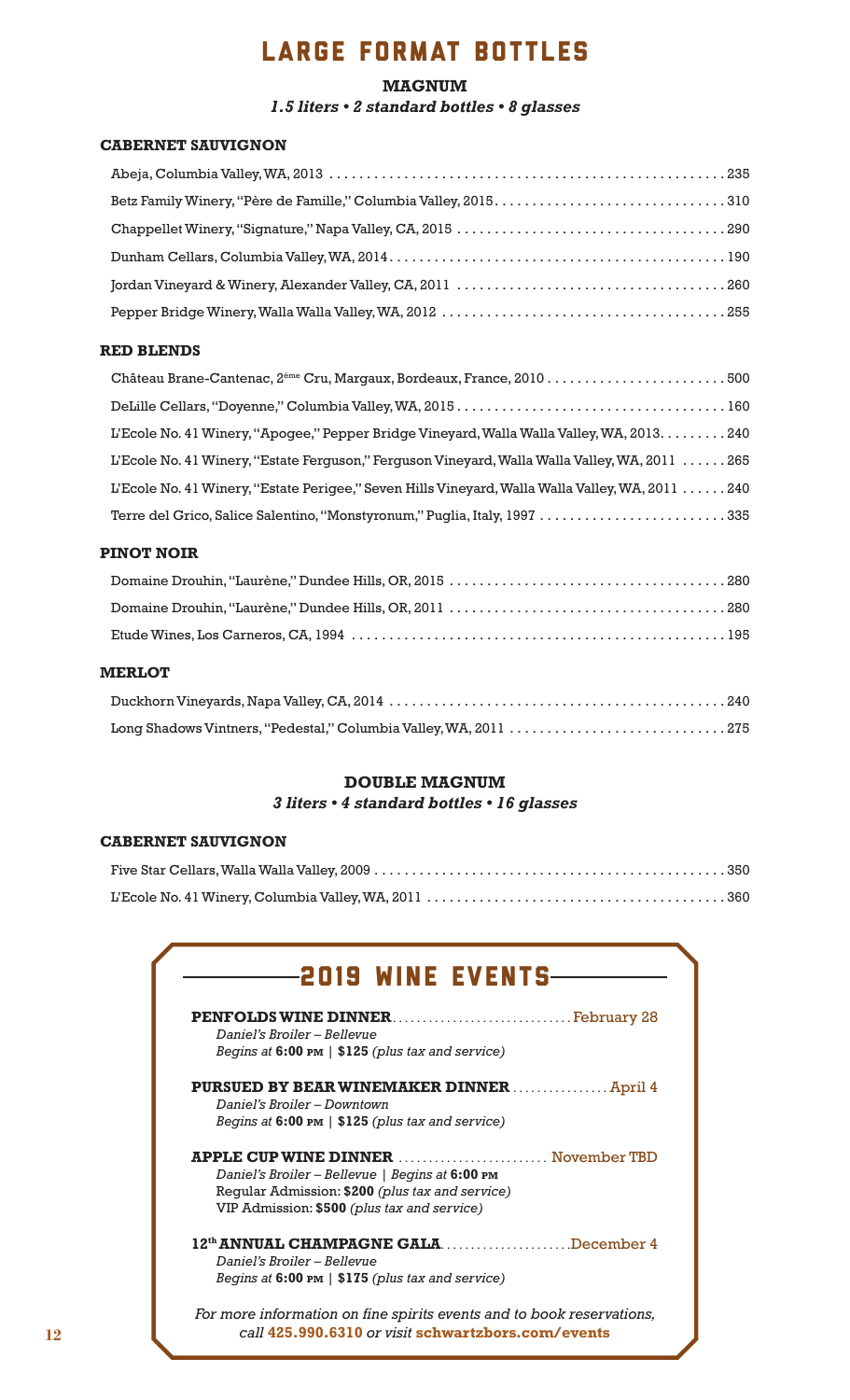# LARGE FORMAT BOTTLES

## MAGNUM

*1.5 liters • 2 standard bottles • 8 glasses*

### CABERNET SAUVIGNON

Abeja, Columbia Valley, WA, 2013 . . . . . . . . . . 235

Betz Family Winery, "Père de Famille," Columbia Valley, 2015 . . . . . . . . . . 310

Chappellet Winery, "Signature," Napa Valley, CA, 2015 . . . . . . . . . . 290

Dunham Cellars, Columbia Valley, WA, 2014 . . . . . . . . . . 190

Jordan Vineyard & Winery, Alexander Valley, CA, 2011 . . . . . . . . . . 260

Pepper Bridge Winery, Walla Walla Valley, WA, 2012 . . . . . . . . . . 255

### RED BLENDS

Château Brane-Cantenac, 2ème Cru, Margaux, Bordeaux, France, 2010 . . . . . . . . . . 500

DeLille Cellars, "Doyenne," Columbia Valley, WA, 2015 . . . . . . . . . . 160

L'Ecole No. 41 Winery, "Apogee," Pepper Bridge Vineyard, Walla Walla Valley, WA, 2013 . . . . . . . . . . 240

L'Ecole No. 41 Winery, "Estate Ferguson," Ferguson Vineyard, Walla Walla Valley, WA, 2011 . . . . . . . . . . 265

L'Ecole No. 41 Winery, "Estate Perigee," Seven Hills Vineyard, Walla Walla Valley, WA, 2011 . . . . . . . . . . 240

Terre del Grico, Salice Salentino, "Monstyronum," Puglia, Italy, 1997 . . . . . . . . . . 335

### PINOT NOIR

Domaine Drouhin, "Laurène," Dundee Hills, OR, 2015 . . . . . . . . . . 280

Domaine Drouhin, "Laurène," Dundee Hills, OR, 2011 . . . . . . . . . . 280

Etude Wines, Los Carneros, CA, 1994 . . . . . . . . . . 195

### MERLOT

Duckhorn Vineyards, Napa Valley, CA, 2014 . . . . . . . . . . 240

Long Shadows Vintners, "Pedestal," Columbia Valley, WA, 2011 . . . . . . . . . . 275

## DOUBLE MAGNUM

*3 liters • 4 standard bottles • 16 glasses*

### CABERNET SAUVIGNON

Five Star Cellars, Walla Walla Valley, 2009 . . . . . . . . . . 350

L'Ecole No. 41 Winery, Columbia Valley, WA, 2011 . . . . . . . . . . 360

## 2019 WINE EVENTS

**PENFOLDS WINE DINNER** . . . . . . . . . . February 28
*Daniel's Broiler – Bellevue*
*Begins at* **6:00 PM** | **$125** *(plus tax and service)*

**PURSUED BY BEAR WINEMAKER DINNER** . . . . . . . . . . April 4
*Daniel's Broiler – Downtown*
*Begins at* **6:00 PM** | **$125** *(plus tax and service)*

**APPLE CUP WINE DINNER** . . . . . . . . . . November TBD
*Daniel's Broiler – Bellevue* | *Begins at* **6:00 PM**
Regular Admission: **$200** *(plus tax and service)*
VIP Admission: **$500** *(plus tax and service)*

**12th ANNUAL CHAMPAGNE GALA** . . . . . . . . . . December 4
*Daniel's Broiler – Bellevue*
*Begins at* **6:00 PM** | **$175** *(plus tax and service)*

*For more information on fine spirits events and to book reservations, call* **425.990.6310** *or visit* **schwartzbors.com/events**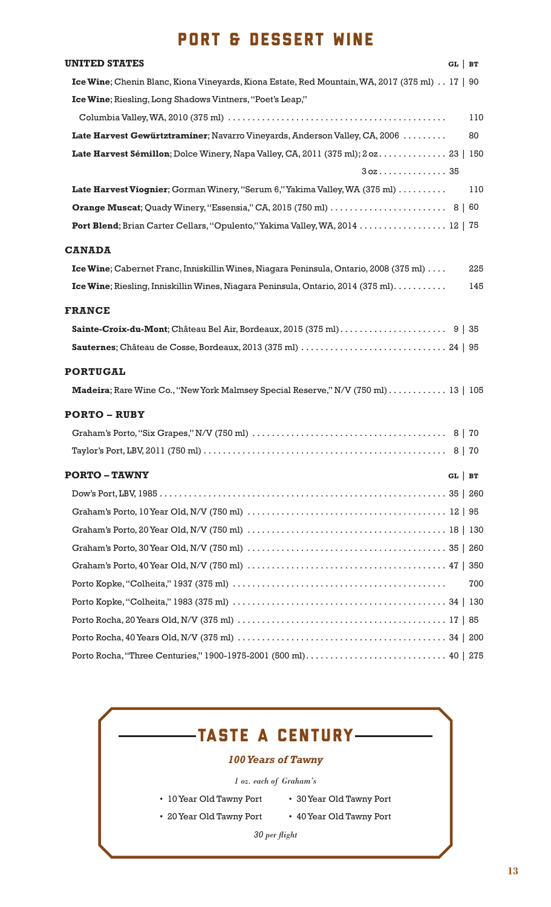# PORT & DESSERT WINE

| UNITED STATES | GL | BT |
|---|---|---|
| **Ice Wine**; Chenin Blanc, Kiona Vineyards, Kiona Estate, Red Mountain, WA, 2017 (375 ml) | 17 | 90 |
| **Ice Wine**; Riesling, Long Shadows Vintners, "Poet's Leap," Columbia Valley, WA, 2010 (375 ml) | | 110 |
| **Late Harvest Gewürztraminer**; Navarro Vineyards, Anderson Valley, CA, 2006 | | 80 |
| **Late Harvest Sémillon**; Dolce Winery, Napa Valley, CA, 2011 (375 ml); 2 oz | 23 | 150 |
| 3 oz | 35 | |
| **Late Harvest Viognier**; Gorman Winery, "Serum 6," Yakima Valley, WA (375 ml) | | 110 |
| **Orange Muscat**; Quady Winery, "Essensia," CA, 2015 (750 ml) | 8 | 60 |
| **Port Blend**; Brian Carter Cellars, "Opulento," Yakima Valley, WA, 2014 | 12 | 75 |

| CANADA | GL | BT |
|---|---|---|
| **Ice Wine**; Cabernet Franc, Inniskillin Wines, Niagara Peninsula, Ontario, 2008 (375 ml) | | 225 |
| **Ice Wine**; Riesling, Inniskillin Wines, Niagara Peninsula, Ontario, 2014 (375 ml) | | 145 |

| FRANCE | GL | BT |
|---|---|---|
| **Sainte-Croix-du-Mont**; Château Bel Air, Bordeaux, 2015 (375 ml) | 9 | 35 |
| **Sauternes**; Château de Cosse, Bordeaux, 2013 (375 ml) | 24 | 95 |

| PORTUGAL | GL | BT |
|---|---|---|
| **Madeira**; Rare Wine Co., "New York Malmsey Special Reserve," N/V (750 ml) | 13 | 105 |

| PORTO – RUBY | GL | BT |
|---|---|---|
| Graham's Porto, "Six Grapes," N/V (750 ml) | 8 | 70 |
| Taylor's Port, LBV, 2011 (750 ml) | 8 | 70 |

| PORTO – TAWNY | GL | BT |
|---|---|---|
| Dow's Port, LBV, 1985 | 35 | 260 |
| Graham's Porto, 10 Year Old, N/V (750 ml) | 12 | 95 |
| Graham's Porto, 20 Year Old, N/V (750 ml) | 18 | 130 |
| Graham's Porto, 30 Year Old, N/V (750 ml) | 35 | 260 |
| Graham's Porto, 40 Year Old, N/V (750 ml) | 47 | 350 |
| Porto Kopke, "Colheita," 1937 (375 ml) | | 700 |
| Porto Kopke, "Colheita," 1983 (375 ml) | 34 | 130 |
| Porto Rocha, 20 Years Old, N/V (375 ml) | 17 | 85 |
| Porto Rocha, 40 Years Old, N/V (375 ml) | 34 | 200 |
| Porto Rocha, "Three Centuries," 1900-1975-2001 (500 ml) | 40 | 275 |

## TASTE A CENTURY

***100 Years of Tawny***

*1 oz. each of Graham's*

- 10 Year Old Tawny Port
- 20 Year Old Tawny Port
- 30 Year Old Tawny Port
- 40 Year Old Tawny Port

*30 per flight*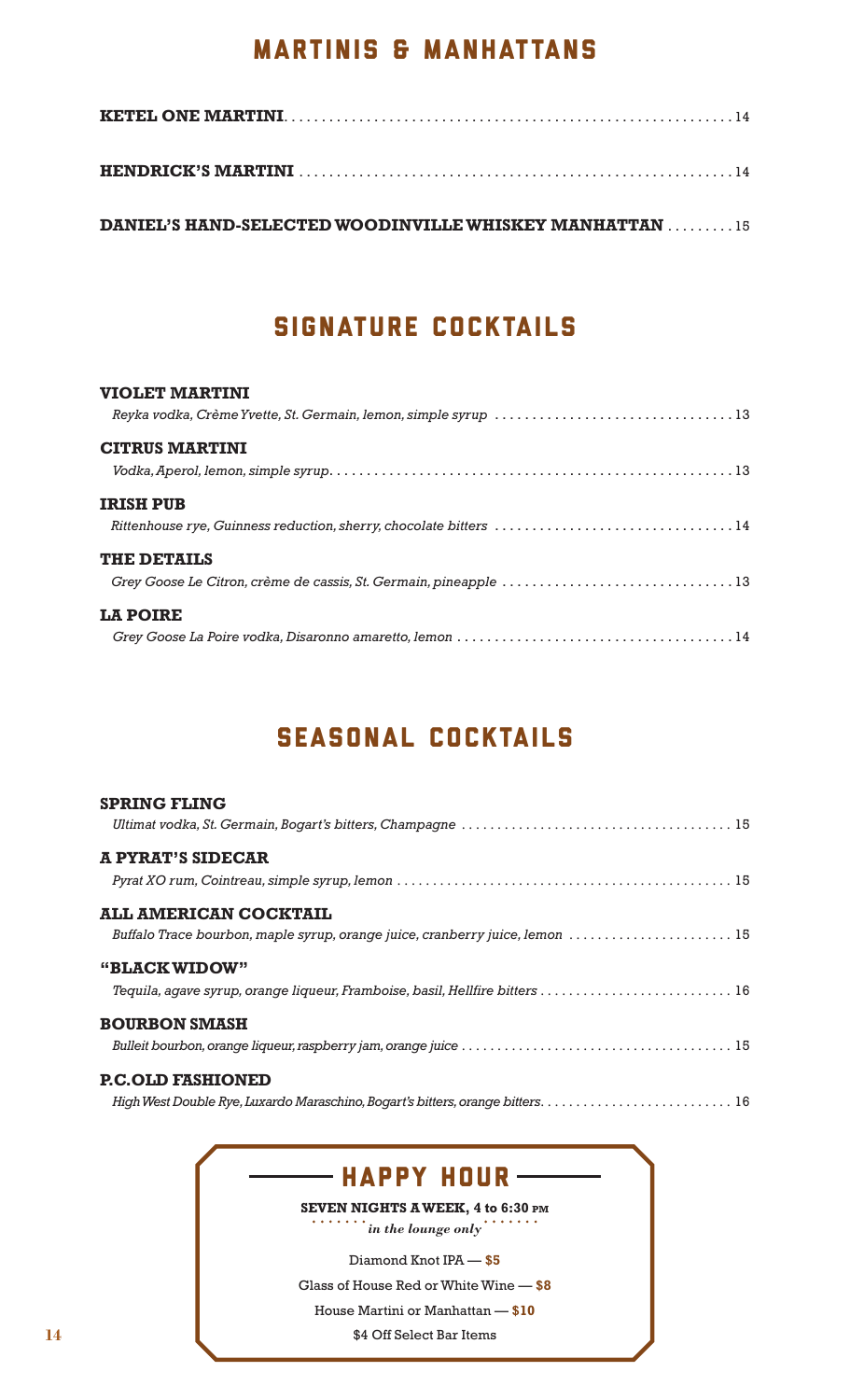## MARTINIS & MANHATTANS

**KETEL ONE MARTINI** ... 14

**HENDRICK'S MARTINI** ... 14

**DANIEL'S HAND-SELECTED WOODINVILLE WHISKEY MANHATTAN** ... 15

## SIGNATURE COCKTAILS

**VIOLET MARTINI**
*Reyka vodka, Crème Yvette, St. Germain, lemon, simple syrup* ... 13

**CITRUS MARTINI**
*Vodka, Aperol, lemon, simple syrup* ... 13

**IRISH PUB**
*Rittenhouse rye, Guinness reduction, sherry, chocolate bitters* ... 14

**THE DETAILS**
*Grey Goose Le Citron, crème de cassis, St. Germain, pineapple* ... 13

**LA POIRE**
*Grey Goose La Poire vodka, Disaronno amaretto, lemon* ... 14

## SEASONAL COCKTAILS

**SPRING FLING**
*Ultimat vodka, St. Germain, Bogart's bitters, Champagne* ... 15

**A PYRAT'S SIDECAR**
*Pyrat XO rum, Cointreau, simple syrup, lemon* ... 15

**ALL AMERICAN COCKTAIL**
*Buffalo Trace bourbon, maple syrup, orange juice, cranberry juice, lemon* ... 15

**"BLACK WIDOW"**
*Tequila, agave syrup, orange liqueur, Framboise, basil, Hellfire bitters* ... 16

**BOURBON SMASH**
*Bulleit bourbon, orange liqueur, raspberry jam, orange juice* ... 15

**P.C. OLD FASHIONED**
*High West Double Rye, Luxardo Maraschino, Bogart's bitters, orange bitters* ... 16

## HAPPY HOUR

**SEVEN NIGHTS A WEEK, 4 to 6:30 PM**
***in the lounge only***

Diamond Knot IPA — **$5**

Glass of House Red or White Wine — **$8**

House Martini or Manhattan — **$10**

$4 Off Select Bar Items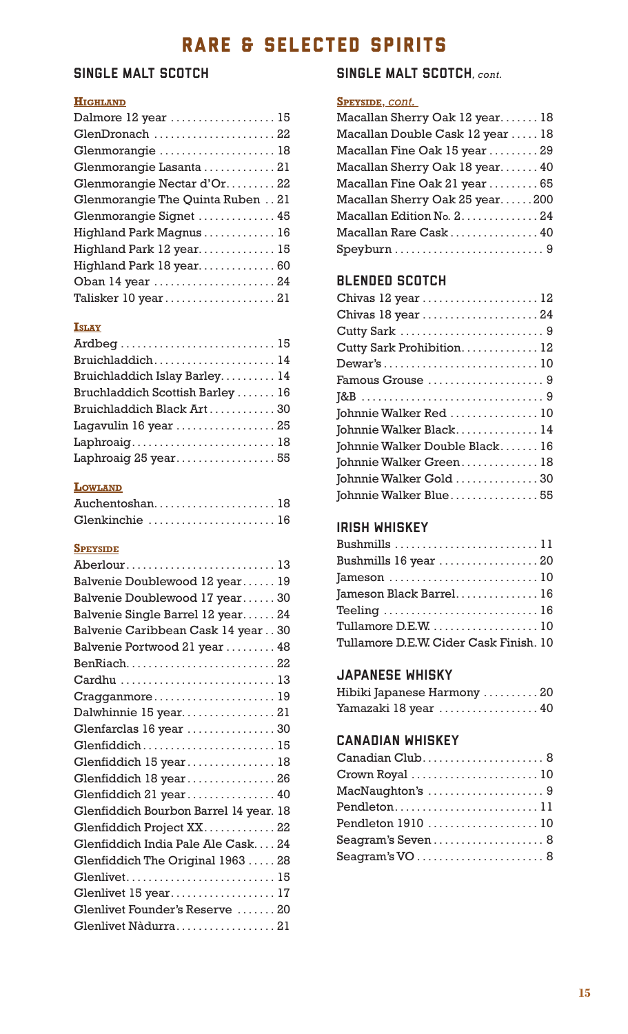# RARE & SELECTED SPIRITS

## SINGLE MALT SCOTCH

### Highland

| Item | Price |
|---|---|
| Dalmore 12 year | 15 |
| GlenDronach | 22 |
| Glenmorangie | 18 |
| Glenmorangie Lasanta | 21 |
| Glenmorangie Nectar d'Or | 22 |
| Glenmorangie The Quinta Ruben | 21 |
| Glenmorangie Signet | 45 |
| Highland Park Magnus | 16 |
| Highland Park 12 year | 15 |
| Highland Park 18 year | 60 |
| Oban 14 year | 24 |
| Talisker 10 year | 21 |

### Islay

| Item | Price |
|---|---|
| Ardbeg | 15 |
| Bruichladdich | 14 |
| Bruichladdich Islay Barley | 14 |
| Bruchladdich Scottish Barley | 16 |
| Bruichladdich Black Art | 30 |
| Lagavulin 16 year | 25 |
| Laphroaig | 18 |
| Laphroaig 25 year | 55 |

### Lowland

| Item | Price |
|---|---|
| Auchentoshan | 18 |
| Glenkinchie | 16 |

### Speyside

| Item | Price |
|---|---|
| Aberlour | 13 |
| Balvenie Doublewood 12 year | 19 |
| Balvenie Doublewood 17 year | 30 |
| Balvenie Single Barrel 12 year | 24 |
| Balvenie Caribbean Cask 14 year | 30 |
| Balvenie Portwood 21 year | 48 |
| BenRiach | 22 |
| Cardhu | 13 |
| Cragganmore | 19 |
| Dalwhinnie 15 year | 21 |
| Glenfarclas 16 year | 30 |
| Glenfiddich | 15 |
| Glenfiddich 15 year | 18 |
| Glenfiddich 18 year | 26 |
| Glenfiddich 21 year | 40 |
| Glenfiddich Bourbon Barrel 14 year | 18 |
| Glenfiddich Project XX | 22 |
| Glenfiddich India Pale Ale Cask | 24 |
| Glenfiddich The Original 1963 | 28 |
| Glenlivet | 15 |
| Glenlivet 15 year | 17 |
| Glenlivet Founder's Reserve | 20 |
| Glenlivet Nàdurra | 21 |

## SINGLE MALT SCOTCH, *cont.*

### Speyside, *cont.*

| Item | Price |
|---|---|
| Macallan Sherry Oak 12 year | 18 |
| Macallan Double Cask 12 year | 18 |
| Macallan Fine Oak 15 year | 29 |
| Macallan Sherry Oak 18 year | 40 |
| Macallan Fine Oak 21 year | 65 |
| Macallan Sherry Oak 25 year | 200 |
| Macallan Edition No. 2 | 24 |
| Macallan Rare Cask | 40 |
| Speyburn | 9 |

## BLENDED SCOTCH

| Item | Price |
|---|---|
| Chivas 12 year | 12 |
| Chivas 18 year | 24 |
| Cutty Sark | 9 |
| Cutty Sark Prohibition | 12 |
| Dewar's | 10 |
| Famous Grouse | 9 |
| J&B | 9 |
| Johnnie Walker Red | 10 |
| Johnnie Walker Black | 14 |
| Johnnie Walker Double Black | 16 |
| Johnnie Walker Green | 18 |
| Johnnie Walker Gold | 30 |
| Johnnie Walker Blue | 55 |

## IRISH WHISKEY

| Item | Price |
|---|---|
| Bushmills | 11 |
| Bushmills 16 year | 20 |
| Jameson | 10 |
| Jameson Black Barrel | 16 |
| Teeling | 16 |
| Tullamore D.E.W. | 10 |
| Tullamore D.E.W. Cider Cask Finish | 10 |

## JAPANESE WHISKY

| Item | Price |
|---|---|
| Hibiki Japanese Harmony | 20 |
| Yamazaki 18 year | 40 |

## CANADIAN WHISKEY

| Item | Price |
|---|---|
| Canadian Club | 8 |
| Crown Royal | 10 |
| MacNaughton's | 9 |
| Pendleton | 11 |
| Pendleton 1910 | 10 |
| Seagram's Seven | 8 |
| Seagram's VO | 8 |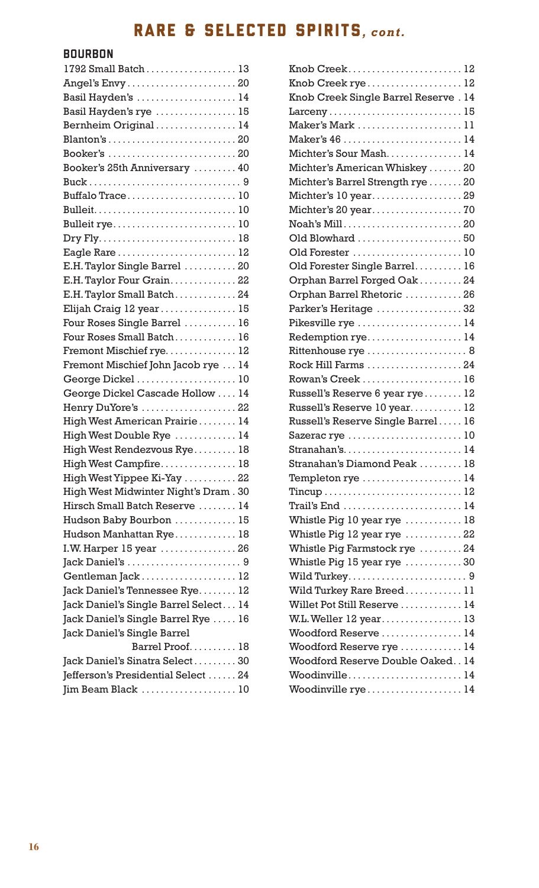# RARE & SELECTED SPIRITS, *cont.*

## BOURBON

| Item | Price |
|---|---|
| 1792 Small Batch | 13 |
| Angel's Envy | 20 |
| Basil Hayden's | 14 |
| Basil Hayden's rye | 15 |
| Bernheim Original | 14 |
| Blanton's | 20 |
| Booker's | 20 |
| Booker's 25th Anniversary | 40 |
| Buck | 9 |
| Buffalo Trace | 10 |
| Bulleit | 10 |
| Bulleit rye | 10 |
| Dry Fly | 18 |
| Eagle Rare | 12 |
| E.H. Taylor Single Barrel | 20 |
| E.H. Taylor Four Grain | 22 |
| E.H. Taylor Small Batch | 24 |
| Elijah Craig 12 year | 15 |
| Four Roses Single Barrel | 16 |
| Four Roses Small Batch | 16 |
| Fremont Mischief rye | 12 |
| Fremont Mischief John Jacob rye | 14 |
| George Dickel | 10 |
| George Dickel Cascade Hollow | 14 |
| Henry DuYore's | 22 |
| High West American Prairie | 14 |
| High West Double Rye | 14 |
| High West Rendezvous Rye | 18 |
| High West Campfire | 18 |
| High West Yippee Ki-Yay | 22 |
| High West Midwinter Night's Dram | 30 |
| Hirsch Small Batch Reserve | 14 |
| Hudson Baby Bourbon | 15 |
| Hudson Manhattan Rye | 18 |
| I.W. Harper 15 year | 26 |
| Jack Daniel's | 9 |
| Gentleman Jack | 12 |
| Jack Daniel's Tennessee Rye | 12 |
| Jack Daniel's Single Barrel Select | 14 |
| Jack Daniel's Single Barrel Rye | 16 |
| Jack Daniel's Single Barrel Barrel Proof | 18 |
| Jack Daniel's Sinatra Select | 30 |
| Jefferson's Presidential Select | 24 |
| Jim Beam Black | 10 |
| Knob Creek | 12 |
| Knob Creek rye | 12 |
| Knob Creek Single Barrel Reserve | 14 |
| Larceny | 15 |
| Maker's Mark | 11 |
| Maker's 46 | 14 |
| Michter's Sour Mash | 14 |
| Michter's American Whiskey | 20 |
| Michter's Barrel Strength rye | 20 |
| Michter's 10 year | 29 |
| Michter's 20 year | 70 |
| Noah's Mill | 20 |
| Old Blowhard | 50 |
| Old Forester | 10 |
| Old Forester Single Barrel | 16 |
| Orphan Barrel Forged Oak | 24 |
| Orphan Barrel Rhetoric | 26 |
| Parker's Heritage | 32 |
| Pikesville rye | 14 |
| Redemption rye | 14 |
| Rittenhouse rye | 8 |
| Rock Hill Farms | 24 |
| Rowan's Creek | 16 |
| Russell's Reserve 6 year rye | 12 |
| Russell's Reserve 10 year | 12 |
| Russell's Reserve Single Barrel | 16 |
| Sazerac rye | 10 |
| Stranahan's | 14 |
| Stranahan's Diamond Peak | 18 |
| Templeton rye | 14 |
| Tincup | 12 |
| Trail's End | 14 |
| Whistle Pig 10 year rye | 18 |
| Whistle Pig 12 year rye | 22 |
| Whistle Pig Farmstock rye | 24 |
| Whistle Pig 15 year rye | 30 |
| Wild Turkey | 9 |
| Wild Turkey Rare Breed | 11 |
| Willet Pot Still Reserve | 14 |
| W.L. Weller 12 year | 13 |
| Woodford Reserve | 14 |
| Woodford Reserve rye | 14 |
| Woodford Reserve Double Oaked | 14 |
| Woodinville | 14 |
| Woodinville rye | 14 |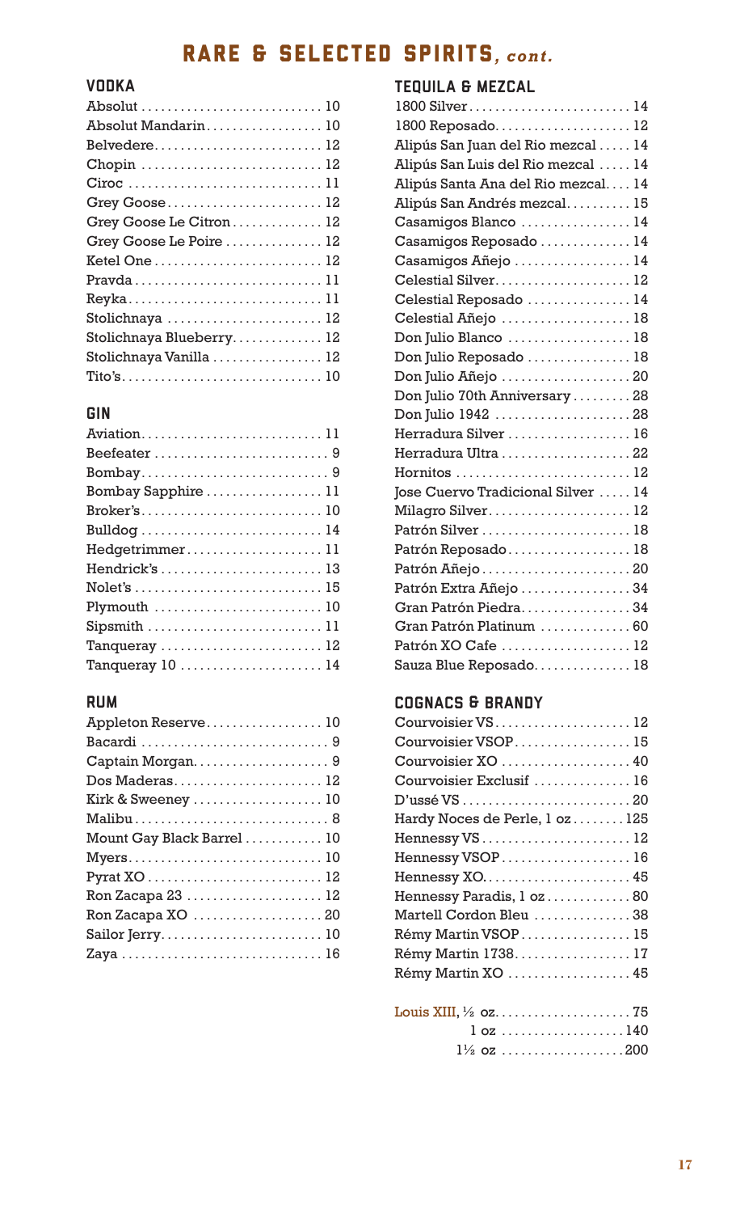# RARE & SELECTED SPIRITS, *cont.*

## VODKA

| | |
|---|---|
| Absolut | 10 |
| Absolut Mandarin | 10 |
| Belvedere | 12 |
| Chopin | 12 |
| Ciroc | 11 |
| Grey Goose | 12 |
| Grey Goose Le Citron | 12 |
| Grey Goose Le Poire | 12 |
| Ketel One | 12 |
| Pravda | 11 |
| Reyka | 11 |
| Stolichnaya | 12 |
| Stolichnaya Blueberry | 12 |
| Stolichnaya Vanilla | 12 |
| Tito's | 10 |

## GIN

| | |
|---|---|
| Aviation | 11 |
| Beefeater | 9 |
| Bombay | 9 |
| Bombay Sapphire | 11 |
| Broker's | 10 |
| Bulldog | 14 |
| Hedgetrimmer | 11 |
| Hendrick's | 13 |
| Nolet's | 15 |
| Plymouth | 10 |
| Sipsmith | 11 |
| Tanqueray | 12 |
| Tanqueray 10 | 14 |

## RUM

| | |
|---|---|
| Appleton Reserve | 10 |
| Bacardi | 9 |
| Captain Morgan | 9 |
| Dos Maderas | 12 |
| Kirk & Sweeney | 10 |
| Malibu | 8 |
| Mount Gay Black Barrel | 10 |
| Myers | 10 |
| Pyrat XO | 12 |
| Ron Zacapa 23 | 12 |
| Ron Zacapa XO | 20 |
| Sailor Jerry | 10 |
| Zaya | 16 |

## TEQUILA & MEZCAL

| | |
|---|---|
| 1800 Silver | 14 |
| 1800 Reposado | 12 |
| Alipús San Juan del Rio mezcal | 14 |
| Alipús San Luis del Rio mezcal | 14 |
| Alipús Santa Ana del Rio mezcal | 14 |
| Alipús San Andrés mezcal | 15 |
| Casamigos Blanco | 14 |
| Casamigos Reposado | 14 |
| Casamigos Añejo | 14 |
| Celestial Silver | 12 |
| Celestial Reposado | 14 |
| Celestial Añejo | 18 |
| Don Julio Blanco | 18 |
| Don Julio Reposado | 18 |
| Don Julio Añejo | 20 |
| Don Julio 70th Anniversary | 28 |
| Don Julio 1942 | 28 |
| Herradura Silver | 16 |
| Herradura Ultra | 22 |
| Hornitos | 12 |
| Jose Cuervo Tradicional Silver | 14 |
| Milagro Silver | 12 |
| Patrón Silver | 18 |
| Patrón Reposado | 18 |
| Patrón Añejo | 20 |
| Patrón Extra Añejo | 34 |
| Gran Patrón Piedra | 34 |
| Gran Patrón Platinum | 60 |
| Patrón XO Cafe | 12 |
| Sauza Blue Reposado | 18 |

## COGNACS & BRANDY

| | |
|---|---|
| Courvoisier VS | 12 |
| Courvoisier VSOP | 15 |
| Courvoisier XO | 40 |
| Courvoisier Exclusif | 16 |
| D'ussé VS | 20 |
| Hardy Noces de Perle, 1 oz | 125 |
| Hennessy VS | 12 |
| Hennessy VSOP | 16 |
| Hennessy XO | 45 |
| Hennessy Paradis, 1 oz | 80 |
| Martell Cordon Bleu | 38 |
| Rémy Martin VSOP | 15 |
| Rémy Martin 1738 | 17 |
| Rémy Martin XO | 45 |

| | |
|---|---|
| Louis XIII, ½ oz | 75 |
| 1 oz | 140 |
| 1½ oz | 200 |